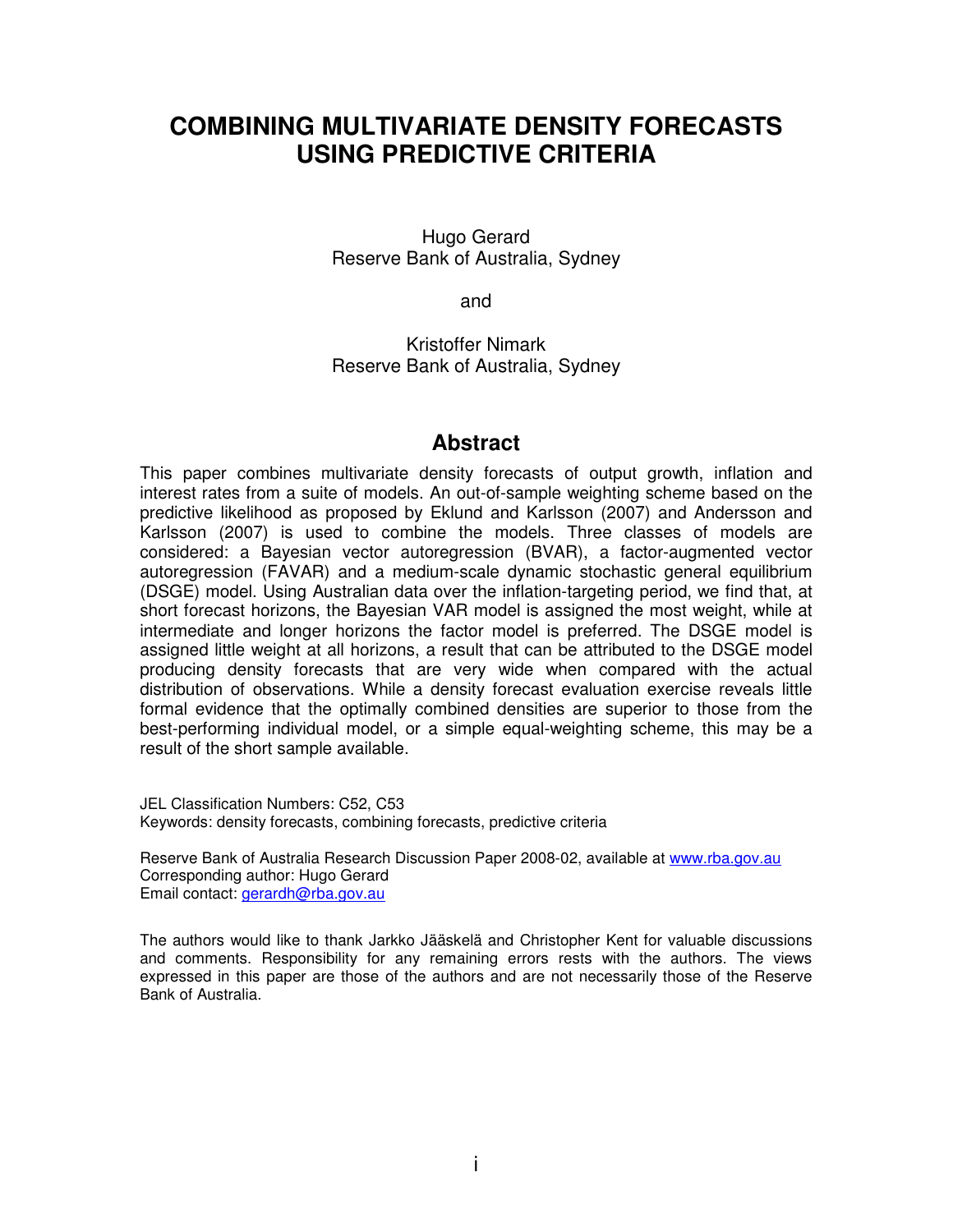# COMBINING MULTIVARIATE DENSITY FORECASTS USING PREDICTIVE CRITERIA

Hugo Gerard
Reserve Bank of Australia, Sydney

and

Kristoffer Nimark
Reserve Bank of Australia, Sydney

## Abstract

This paper combines multivariate density forecasts of output growth, inflation and interest rates from a suite of models. An out-of-sample weighting scheme based on the predictive likelihood as proposed by Eklund and Karlsson (2007) and Andersson and Karlsson (2007) is used to combine the models. Three classes of models are considered: a Bayesian vector autoregression (BVAR), a factor-augmented vector autoregression (FAVAR) and a medium-scale dynamic stochastic general equilibrium (DSGE) model. Using Australian data over the inflation-targeting period, we find that, at short forecast horizons, the Bayesian VAR model is assigned the most weight, while at intermediate and longer horizons the factor model is preferred. The DSGE model is assigned little weight at all horizons, a result that can be attributed to the DSGE model producing density forecasts that are very wide when compared with the actual distribution of observations. While a density forecast evaluation exercise reveals little formal evidence that the optimally combined densities are superior to those from the best-performing individual model, or a simple equal-weighting scheme, this may be a result of the short sample available.

JEL Classification Numbers: C52, C53
Keywords: density forecasts, combining forecasts, predictive criteria

Reserve Bank of Australia Research Discussion Paper 2008-02, available at www.rba.gov.au
Corresponding author: Hugo Gerard
Email contact: gerardh@rba.gov.au

The authors would like to thank Jarkko Jääskelä and Christopher Kent for valuable discussions and comments. Responsibility for any remaining errors rests with the authors. The views expressed in this paper are those of the authors and are not necessarily those of the Reserve Bank of Australia.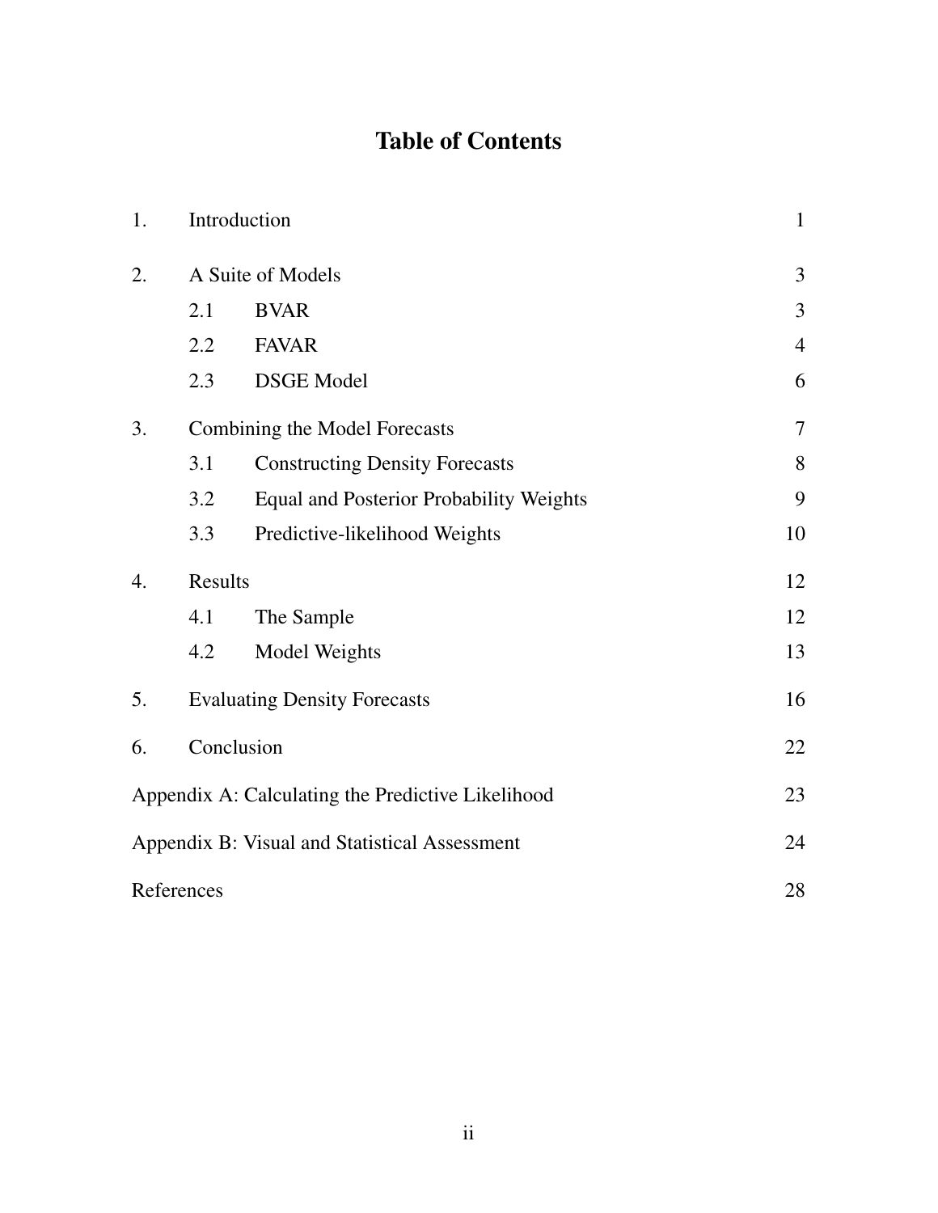# Table of Contents

| | | | |
|---|---|---|---|
| 1. | Introduction | | 1 |
| 2. | A Suite of Models | | 3 |
| | 2.1 | BVAR | 3 |
| | 2.2 | FAVAR | 4 |
| | 2.3 | DSGE Model | 6 |
| 3. | Combining the Model Forecasts | | 7 |
| | 3.1 | Constructing Density Forecasts | 8 |
| | 3.2 | Equal and Posterior Probability Weights | 9 |
| | 3.3 | Predictive-likelihood Weights | 10 |
| 4. | Results | | 12 |
| | 4.1 | The Sample | 12 |
| | 4.2 | Model Weights | 13 |
| 5. | Evaluating Density Forecasts | | 16 |
| 6. | Conclusion | | 22 |
| Appendix A: Calculating the Predictive Likelihood | | | 23 |
| Appendix B: Visual and Statistical Assessment | | | 24 |
| References | | | 28 |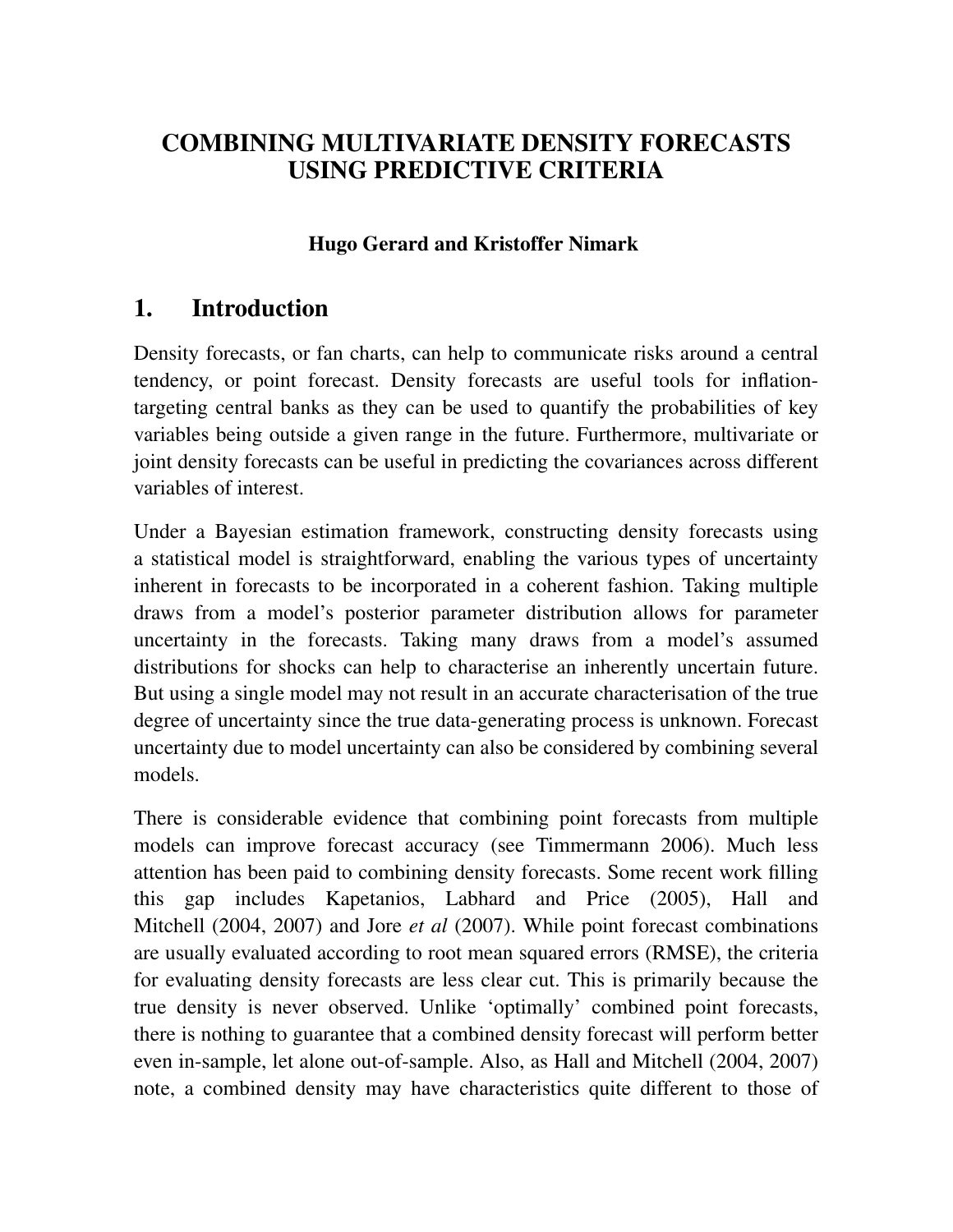# COMBINING MULTIVARIATE DENSITY FORECASTS USING PREDICTIVE CRITERIA

**Hugo Gerard and Kristoffer Nimark**

## 1. Introduction

Density forecasts, or fan charts, can help to communicate risks around a central tendency, or point forecast. Density forecasts are useful tools for inflation-targeting central banks as they can be used to quantify the probabilities of key variables being outside a given range in the future. Furthermore, multivariate or joint density forecasts can be useful in predicting the covariances across different variables of interest.

Under a Bayesian estimation framework, constructing density forecasts using a statistical model is straightforward, enabling the various types of uncertainty inherent in forecasts to be incorporated in a coherent fashion. Taking multiple draws from a model's posterior parameter distribution allows for parameter uncertainty in the forecasts. Taking many draws from a model's assumed distributions for shocks can help to characterise an inherently uncertain future. But using a single model may not result in an accurate characterisation of the true degree of uncertainty since the true data-generating process is unknown. Forecast uncertainty due to model uncertainty can also be considered by combining several models.

There is considerable evidence that combining point forecasts from multiple models can improve forecast accuracy (see Timmermann 2006). Much less attention has been paid to combining density forecasts. Some recent work filling this gap includes Kapetanios, Labhard and Price (2005), Hall and Mitchell (2004, 2007) and Jore *et al* (2007). While point forecast combinations are usually evaluated according to root mean squared errors (RMSE), the criteria for evaluating density forecasts are less clear cut. This is primarily because the true density is never observed. Unlike 'optimally' combined point forecasts, there is nothing to guarantee that a combined density forecast will perform better even in-sample, let alone out-of-sample. Also, as Hall and Mitchell (2004, 2007) note, a combined density may have characteristics quite different to those of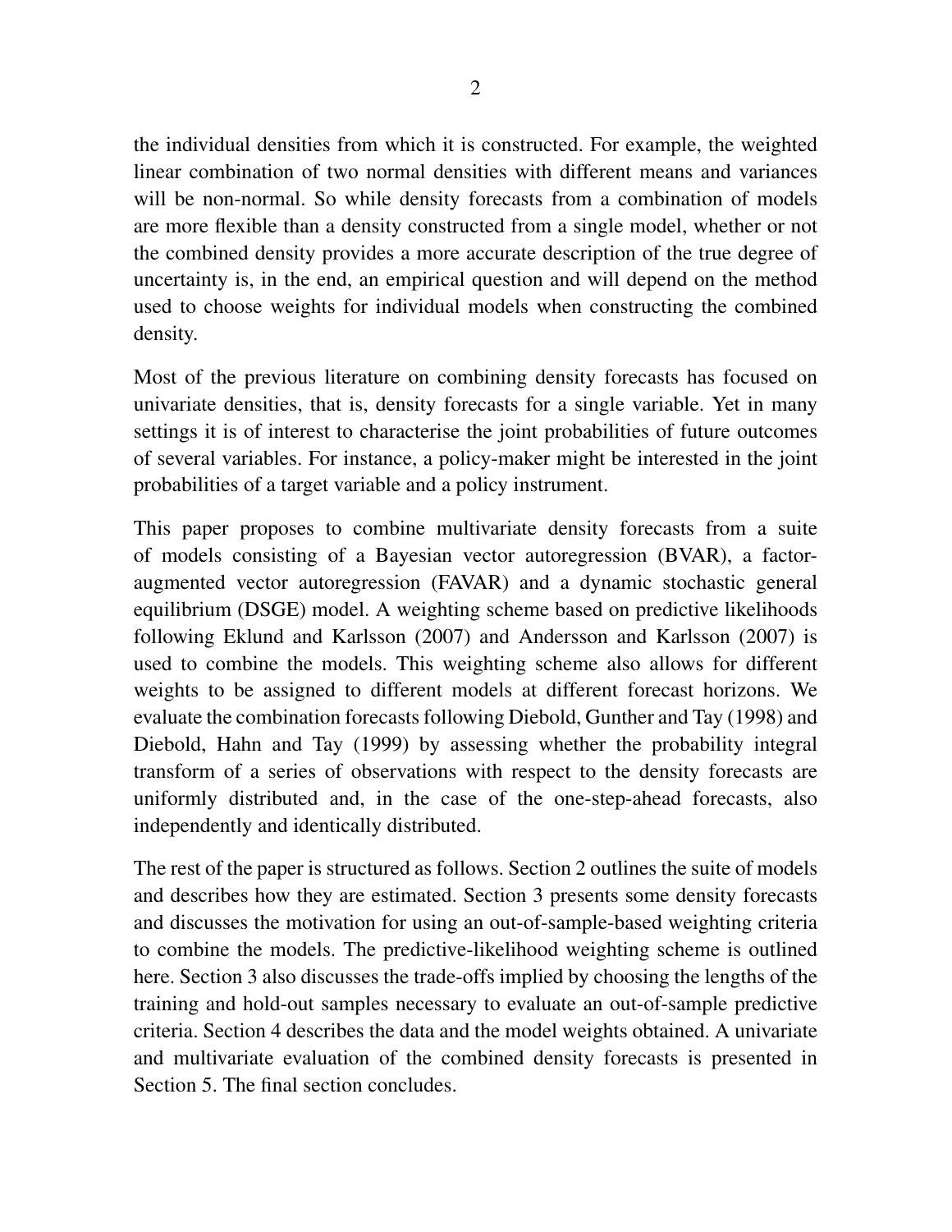the individual densities from which it is constructed. For example, the weighted linear combination of two normal densities with different means and variances will be non-normal. So while density forecasts from a combination of models are more flexible than a density constructed from a single model, whether or not the combined density provides a more accurate description of the true degree of uncertainty is, in the end, an empirical question and will depend on the method used to choose weights for individual models when constructing the combined density.

Most of the previous literature on combining density forecasts has focused on univariate densities, that is, density forecasts for a single variable. Yet in many settings it is of interest to characterise the joint probabilities of future outcomes of several variables. For instance, a policy-maker might be interested in the joint probabilities of a target variable and a policy instrument.

This paper proposes to combine multivariate density forecasts from a suite of models consisting of a Bayesian vector autoregression (BVAR), a factor-augmented vector autoregression (FAVAR) and a dynamic stochastic general equilibrium (DSGE) model. A weighting scheme based on predictive likelihoods following Eklund and Karlsson (2007) and Andersson and Karlsson (2007) is used to combine the models. This weighting scheme also allows for different weights to be assigned to different models at different forecast horizons. We evaluate the combination forecasts following Diebold, Gunther and Tay (1998) and Diebold, Hahn and Tay (1999) by assessing whether the probability integral transform of a series of observations with respect to the density forecasts are uniformly distributed and, in the case of the one-step-ahead forecasts, also independently and identically distributed.

The rest of the paper is structured as follows. Section 2 outlines the suite of models and describes how they are estimated. Section 3 presents some density forecasts and discusses the motivation for using an out-of-sample-based weighting criteria to combine the models. The predictive-likelihood weighting scheme is outlined here. Section 3 also discusses the trade-offs implied by choosing the lengths of the training and hold-out samples necessary to evaluate an out-of-sample predictive criteria. Section 4 describes the data and the model weights obtained. A univariate and multivariate evaluation of the combined density forecasts is presented in Section 5. The final section concludes.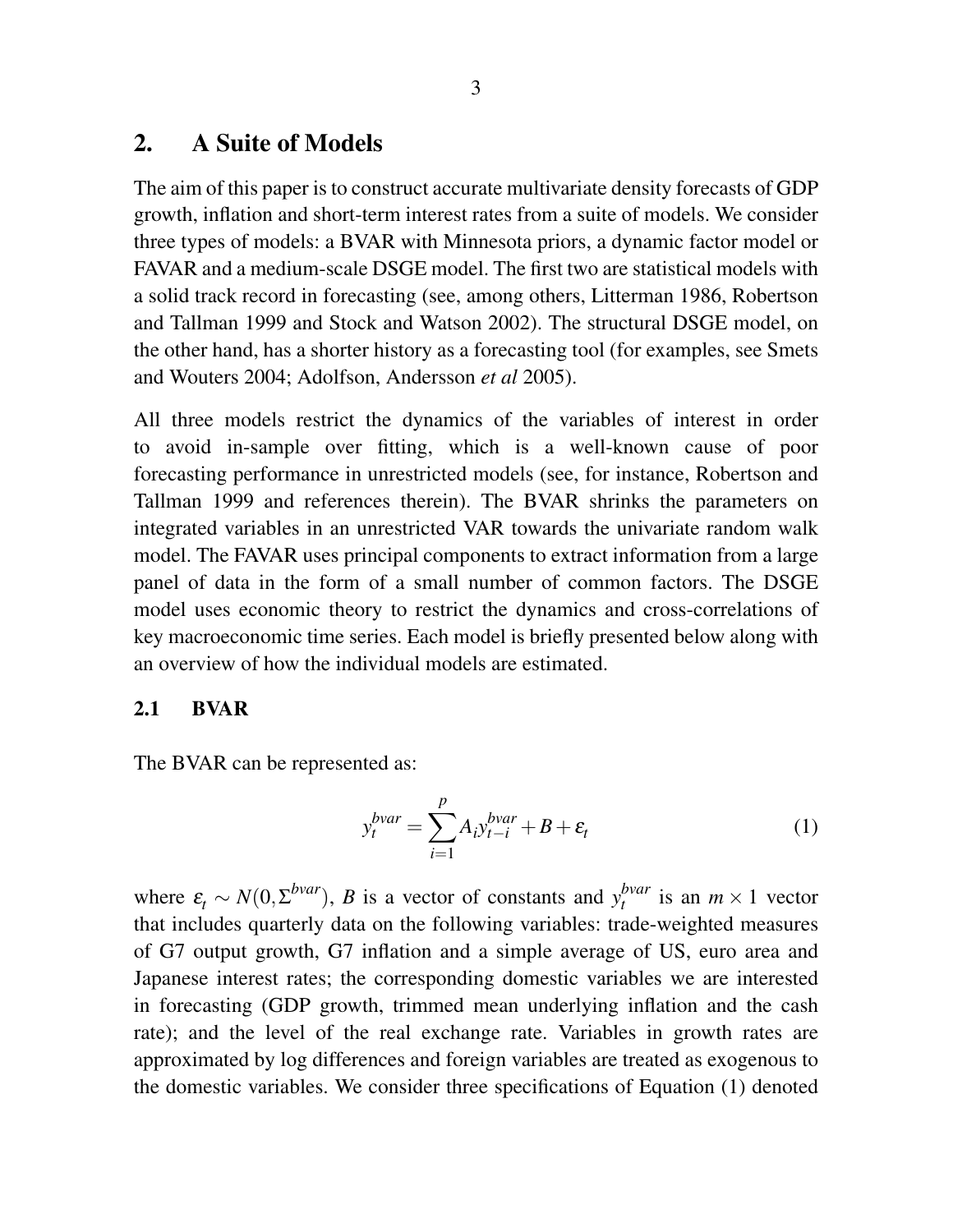## 2. A Suite of Models

The aim of this paper is to construct accurate multivariate density forecasts of GDP growth, inflation and short-term interest rates from a suite of models. We consider three types of models: a BVAR with Minnesota priors, a dynamic factor model or FAVAR and a medium-scale DSGE model. The first two are statistical models with a solid track record in forecasting (see, among others, Litterman 1986, Robertson and Tallman 1999 and Stock and Watson 2002). The structural DSGE model, on the other hand, has a shorter history as a forecasting tool (for examples, see Smets and Wouters 2004; Adolfson, Andersson *et al* 2005).

All three models restrict the dynamics of the variables of interest in order to avoid in-sample over fitting, which is a well-known cause of poor forecasting performance in unrestricted models (see, for instance, Robertson and Tallman 1999 and references therein). The BVAR shrinks the parameters on integrated variables in an unrestricted VAR towards the univariate random walk model. The FAVAR uses principal components to extract information from a large panel of data in the form of a small number of common factors. The DSGE model uses economic theory to restrict the dynamics and cross-correlations of key macroeconomic time series. Each model is briefly presented below along with an overview of how the individual models are estimated.

### 2.1 BVAR

The BVAR can be represented as:

$$y_t^{bvar} = \sum_{i=1}^{p} A_i y_{t-i}^{bvar} + B + \varepsilon_t \tag{1}$$

where $\varepsilon_t \sim N(0, \Sigma^{bvar})$, $B$ is a vector of constants and $y_t^{bvar}$ is an $m \times 1$ vector that includes quarterly data on the following variables: trade-weighted measures of G7 output growth, G7 inflation and a simple average of US, euro area and Japanese interest rates; the corresponding domestic variables we are interested in forecasting (GDP growth, trimmed mean underlying inflation and the cash rate); and the level of the real exchange rate. Variables in growth rates are approximated by log differences and foreign variables are treated as exogenous to the domestic variables. We consider three specifications of Equation (1) denoted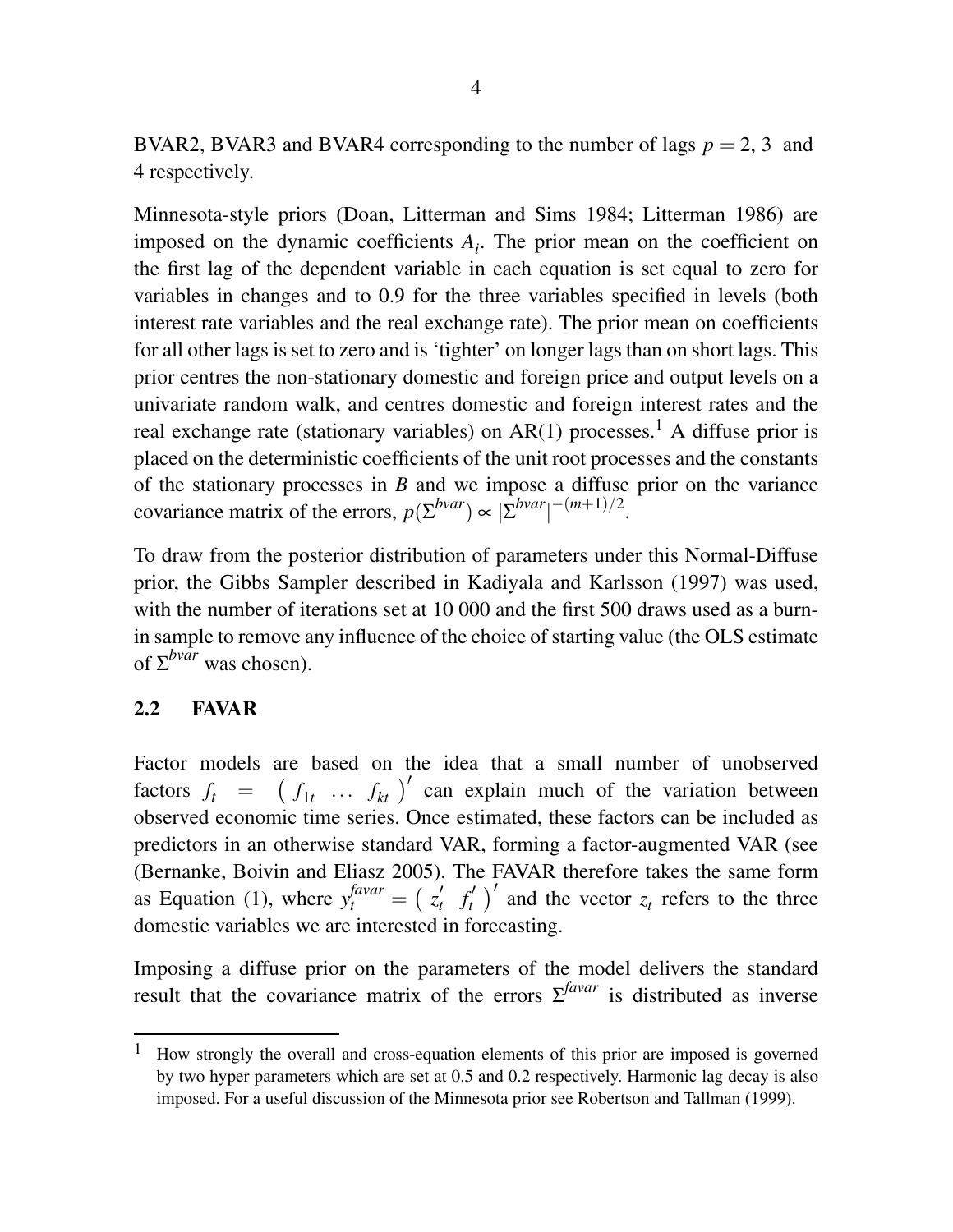BVAR2, BVAR3 and BVAR4 corresponding to the number of lags $p = 2, 3$ and 4 respectively.

Minnesota-style priors (Doan, Litterman and Sims 1984; Litterman 1986) are imposed on the dynamic coefficients $A_i$. The prior mean on the coefficient on the first lag of the dependent variable in each equation is set equal to zero for variables in changes and to 0.9 for the three variables specified in levels (both interest rate variables and the real exchange rate). The prior mean on coefficients for all other lags is set to zero and is 'tighter' on longer lags than on short lags. This prior centres the non-stationary domestic and foreign price and output levels on a univariate random walk, and centres domestic and foreign interest rates and the real exchange rate (stationary variables) on AR(1) processes.[1] A diffuse prior is placed on the deterministic coefficients of the unit root processes and the constants of the stationary processes in $B$ and we impose a diffuse prior on the variance covariance matrix of the errors, $p(\Sigma^{bvar}) \propto |\Sigma^{bvar}|^{-(m+1)/2}$.

To draw from the posterior distribution of parameters under this Normal-Diffuse prior, the Gibbs Sampler described in Kadiyala and Karlsson (1997) was used, with the number of iterations set at 10 000 and the first 500 draws used as a burn-in sample to remove any influence of the choice of starting value (the OLS estimate of $\Sigma^{bvar}$ was chosen).

## 2.2 FAVAR

Factor models are based on the idea that a small number of unobserved factors $f_t = \begin{pmatrix} f_{1t} & \ldots & f_{kt} \end{pmatrix}'$ can explain much of the variation between observed economic time series. Once estimated, these factors can be included as predictors in an otherwise standard VAR, forming a factor-augmented VAR (see (Bernanke, Boivin and Eliasz 2005). The FAVAR therefore takes the same form as Equation (1), where $y_t^{favar} = \begin{pmatrix} z_t' & f_t' \end{pmatrix}'$ and the vector $z_t$ refers to the three domestic variables we are interested in forecasting.

Imposing a diffuse prior on the parameters of the model delivers the standard result that the covariance matrix of the errors $\Sigma^{favar}$ is distributed as inverse

---

[1] How strongly the overall and cross-equation elements of this prior are imposed is governed by two hyper parameters which are set at 0.5 and 0.2 respectively. Harmonic lag decay is also imposed. For a useful discussion of the Minnesota prior see Robertson and Tallman (1999).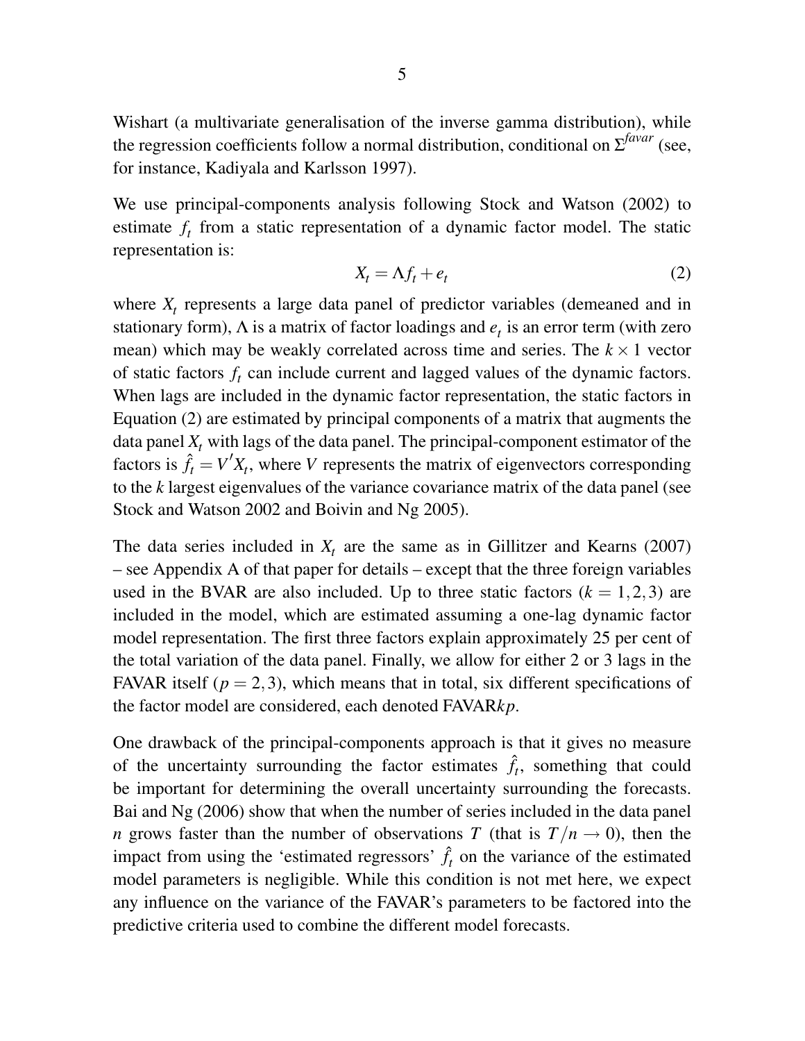Wishart (a multivariate generalisation of the inverse gamma distribution), while the regression coefficients follow a normal distribution, conditional on $\Sigma^{favar}$ (see, for instance, Kadiyala and Karlsson 1997).

We use principal-components analysis following Stock and Watson (2002) to estimate $f_t$ from a static representation of a dynamic factor model. The static representation is:

$$X_t = \Lambda f_t + e_t \tag{2}$$

where $X_t$ represents a large data panel of predictor variables (demeaned and in stationary form), $\Lambda$ is a matrix of factor loadings and $e_t$ is an error term (with zero mean) which may be weakly correlated across time and series. The $k \times 1$ vector of static factors $f_t$ can include current and lagged values of the dynamic factors. When lags are included in the dynamic factor representation, the static factors in Equation (2) are estimated by principal components of a matrix that augments the data panel $X_t$ with lags of the data panel. The principal-component estimator of the factors is $\hat{f}_t = V'X_t$, where $V$ represents the matrix of eigenvectors corresponding to the $k$ largest eigenvalues of the variance covariance matrix of the data panel (see Stock and Watson 2002 and Boivin and Ng 2005).

The data series included in $X_t$ are the same as in Gillitzer and Kearns (2007) – see Appendix A of that paper for details – except that the three foreign variables used in the BVAR are also included. Up to three static factors ($k = 1, 2, 3$) are included in the model, which are estimated assuming a one-lag dynamic factor model representation. The first three factors explain approximately 25 per cent of the total variation of the data panel. Finally, we allow for either 2 or 3 lags in the FAVAR itself ($p = 2, 3$), which means that in total, six different specifications of the factor model are considered, each denoted FAVAR$kp$.

One drawback of the principal-components approach is that it gives no measure of the uncertainty surrounding the factor estimates $\hat{f}_t$, something that could be important for determining the overall uncertainty surrounding the forecasts. Bai and Ng (2006) show that when the number of series included in the data panel $n$ grows faster than the number of observations $T$ (that is $T/n \rightarrow 0$), then the impact from using the 'estimated regressors' $\hat{f}_t$ on the variance of the estimated model parameters is negligible. While this condition is not met here, we expect any influence on the variance of the FAVAR's parameters to be factored into the predictive criteria used to combine the different model forecasts.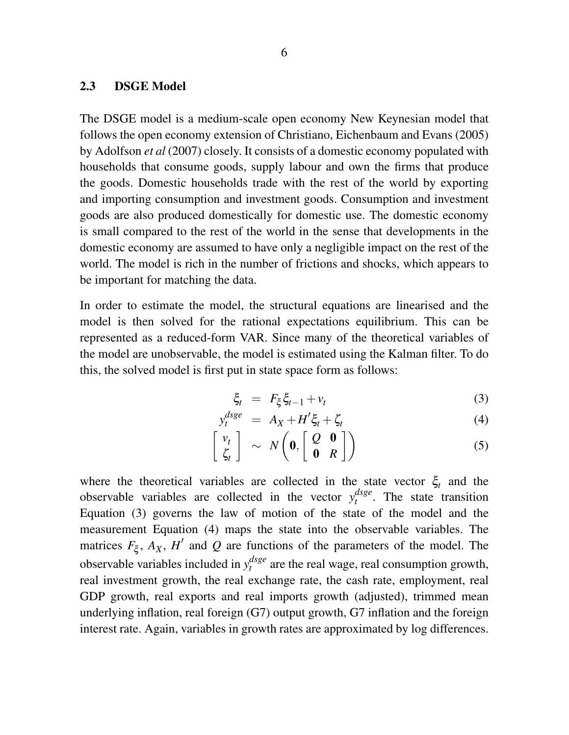### 2.3 DSGE Model

The DSGE model is a medium-scale open economy New Keynesian model that follows the open economy extension of Christiano, Eichenbaum and Evans (2005) by Adolfson *et al* (2007) closely. It consists of a domestic economy populated with households that consume goods, supply labour and own the firms that produce the goods. Domestic households trade with the rest of the world by exporting and importing consumption and investment goods. Consumption and investment goods are also produced domestically for domestic use. The domestic economy is small compared to the rest of the world in the sense that developments in the domestic economy are assumed to have only a negligible impact on the rest of the world. The model is rich in the number of frictions and shocks, which appears to be important for matching the data.

In order to estimate the model, the structural equations are linearised and the model is then solved for the rational expectations equilibrium. This can be represented as a reduced-form VAR. Since many of the theoretical variables of the model are unobservable, the model is estimated using the Kalman filter. To do this, the solved model is first put in state space form as follows:

$$\xi_t = F_\xi \xi_{t-1} + v_t \tag{3}$$

$$y_t^{dsge} = A_X + H' \xi_t + \zeta_t \tag{4}$$

$$\begin{bmatrix} v_t \\ \zeta_t \end{bmatrix} \sim N\left(\mathbf{0}, \begin{bmatrix} Q & \mathbf{0} \\ \mathbf{0} & R \end{bmatrix}\right) \tag{5}$$

where the theoretical variables are collected in the state vector $\xi_t$ and the observable variables are collected in the vector $y_t^{dsge}$. The state transition Equation (3) governs the law of motion of the state of the model and the measurement Equation (4) maps the state into the observable variables. The matrices $F_\xi$, $A_X$, $H'$ and $Q$ are functions of the parameters of the model. The observable variables included in $y_t^{dsge}$ are the real wage, real consumption growth, real investment growth, the real exchange rate, the cash rate, employment, real GDP growth, real exports and real imports growth (adjusted), trimmed mean underlying inflation, real foreign (G7) output growth, G7 inflation and the foreign interest rate. Again, variables in growth rates are approximated by log differences.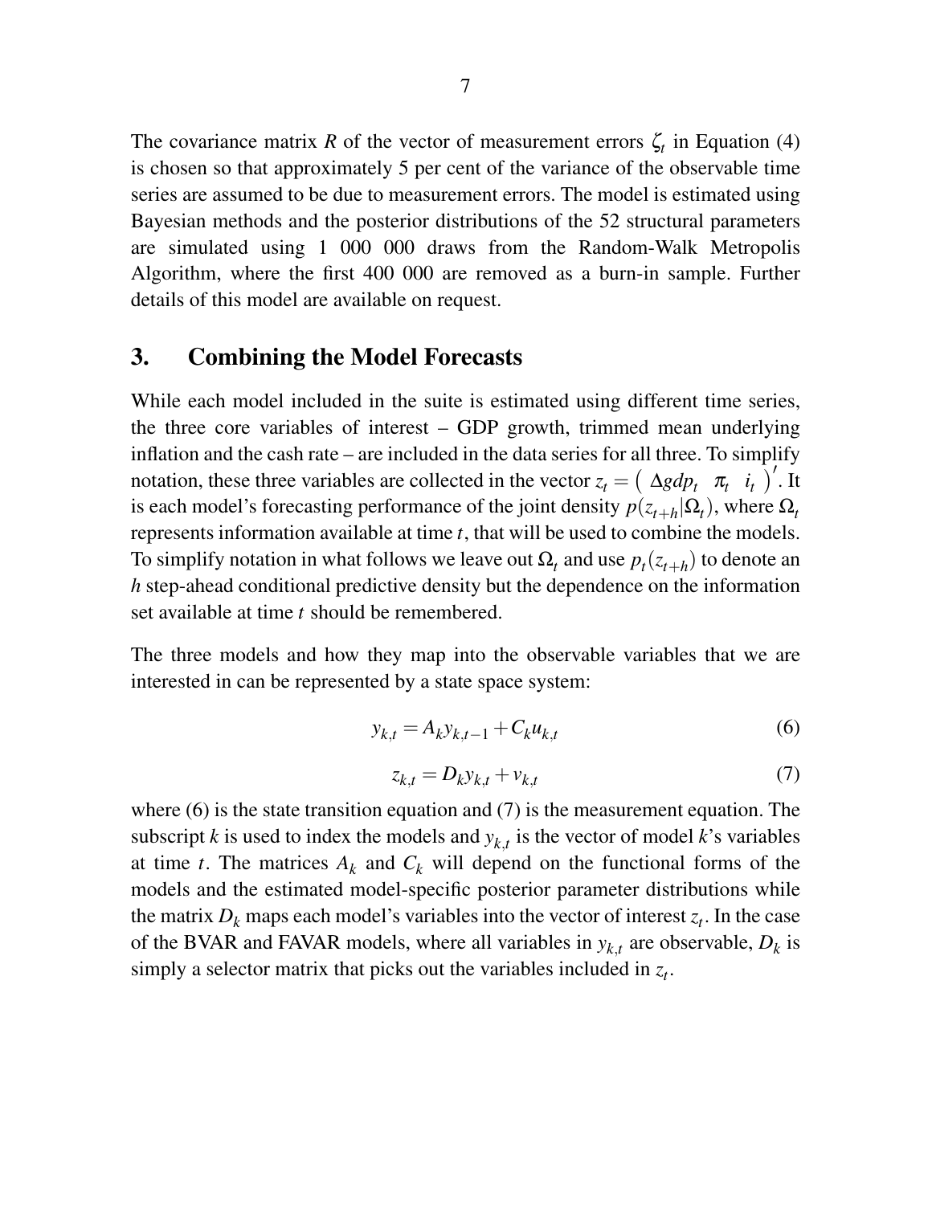The covariance matrix $R$ of the vector of measurement errors $\zeta_t$ in Equation (4) is chosen so that approximately 5 per cent of the variance of the observable time series are assumed to be due to measurement errors. The model is estimated using Bayesian methods and the posterior distributions of the 52 structural parameters are simulated using 1 000 000 draws from the Random-Walk Metropolis Algorithm, where the first 400 000 are removed as a burn-in sample. Further details of this model are available on request.

## 3. Combining the Model Forecasts

While each model included in the suite is estimated using different time series, the three core variables of interest – GDP growth, trimmed mean underlying inflation and the cash rate – are included in the data series for all three. To simplify notation, these three variables are collected in the vector $z_t = \begin{pmatrix} \Delta gdp_t & \pi_t & i_t \end{pmatrix}'$. It is each model's forecasting performance of the joint density $p(z_{t+h}|\Omega_t)$, where $\Omega_t$ represents information available at time $t$, that will be used to combine the models. To simplify notation in what follows we leave out $\Omega_t$ and use $p_t(z_{t+h})$ to denote an $h$ step-ahead conditional predictive density but the dependence on the information set available at time $t$ should be remembered.

The three models and how they map into the observable variables that we are interested in can be represented by a state space system:

$$y_{k,t} = A_k y_{k,t-1} + C_k u_{k,t} \tag{6}$$

$$z_{k,t} = D_k y_{k,t} + v_{k,t} \tag{7}$$

where (6) is the state transition equation and (7) is the measurement equation. The subscript $k$ is used to index the models and $y_{k,t}$ is the vector of model $k$'s variables at time $t$. The matrices $A_k$ and $C_k$ will depend on the functional forms of the models and the estimated model-specific posterior parameter distributions while the matrix $D_k$ maps each model's variables into the vector of interest $z_t$. In the case of the BVAR and FAVAR models, where all variables in $y_{k,t}$ are observable, $D_k$ is simply a selector matrix that picks out the variables included in $z_t$.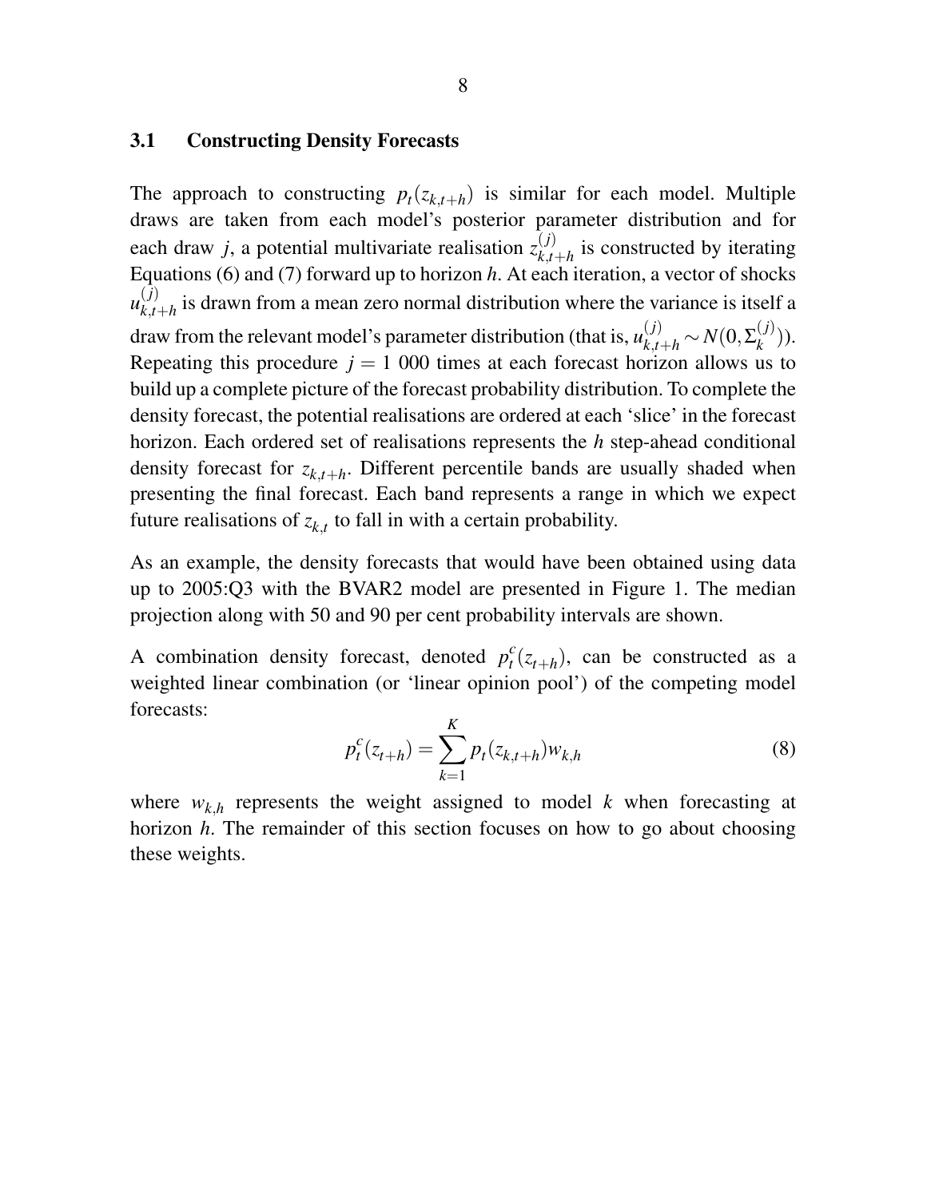### 3.1 Constructing Density Forecasts

The approach to constructing $p_t(z_{k,t+h})$ is similar for each model. Multiple draws are taken from each model's posterior parameter distribution and for each draw $j$, a potential multivariate realisation $z^{(j)}_{k,t+h}$ is constructed by iterating Equations (6) and (7) forward up to horizon $h$. At each iteration, a vector of shocks $u^{(j)}_{k,t+h}$ is drawn from a mean zero normal distribution where the variance is itself a draw from the relevant model's parameter distribution (that is, $u^{(j)}_{k,t+h} \sim N(0, \Sigma^{(j)}_k)$). Repeating this procedure $j = 1\ 000$ times at each forecast horizon allows us to build up a complete picture of the forecast probability distribution. To complete the density forecast, the potential realisations are ordered at each 'slice' in the forecast horizon. Each ordered set of realisations represents the $h$ step-ahead conditional density forecast for $z_{k,t+h}$. Different percentile bands are usually shaded when presenting the final forecast. Each band represents a range in which we expect future realisations of $z_{k,t}$ to fall in with a certain probability.

As an example, the density forecasts that would have been obtained using data up to 2005:Q3 with the BVAR2 model are presented in Figure 1. The median projection along with 50 and 90 per cent probability intervals are shown.

A combination density forecast, denoted $p^c_t(z_{t+h})$, can be constructed as a weighted linear combination (or 'linear opinion pool') of the competing model forecasts:

$$p^c_t(z_{t+h}) = \sum_{k=1}^{K} p_t(z_{k,t+h}) w_{k,h} \tag{8}$$

where $w_{k,h}$ represents the weight assigned to model $k$ when forecasting at horizon $h$. The remainder of this section focuses on how to go about choosing these weights.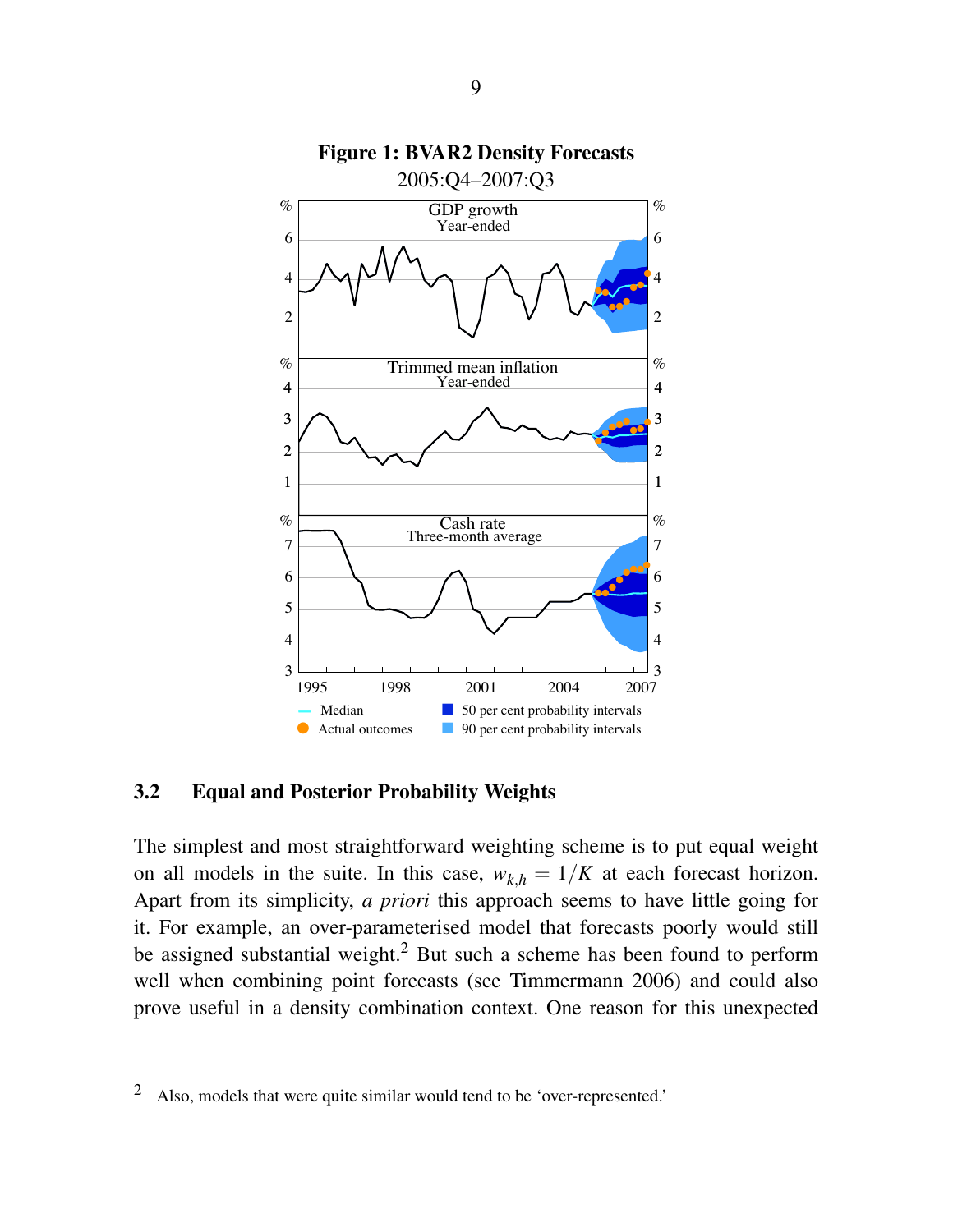**Figure 1: BVAR2 Density Forecasts**

2005:Q4–2007:Q3

### 3.2 Equal and Posterior Probability Weights

The simplest and most straightforward weighting scheme is to put equal weight on all models in the suite. In this case, $w_{k,h} = 1/K$ at each forecast horizon. Apart from its simplicity, *a priori* this approach seems to have little going for it. For example, an over-parameterised model that forecasts poorly would still be assigned substantial weight.[2] But such a scheme has been found to perform well when combining point forecasts (see Timmermann 2006) and could also prove useful in a density combination context. One reason for this unexpected

---

[2] Also, models that were quite similar would tend to be 'over-represented.'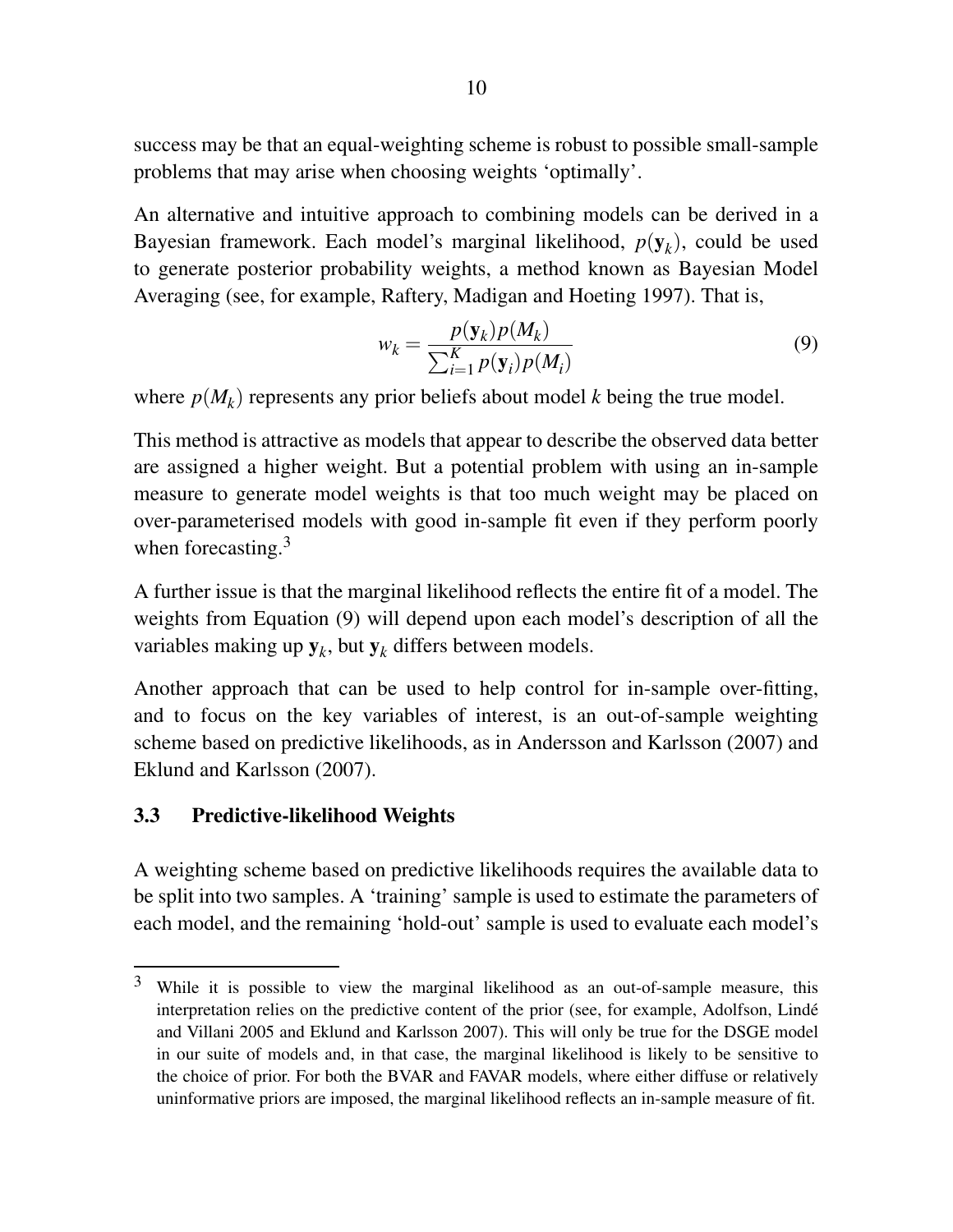success may be that an equal-weighting scheme is robust to possible small-sample problems that may arise when choosing weights 'optimally'.

An alternative and intuitive approach to combining models can be derived in a Bayesian framework. Each model's marginal likelihood, $p(\mathbf{y}_k)$, could be used to generate posterior probability weights, a method known as Bayesian Model Averaging (see, for example, Raftery, Madigan and Hoeting 1997). That is,

$$w_k = \frac{p(\mathbf{y}_k)p(M_k)}{\sum_{i=1}^{K} p(\mathbf{y}_i)p(M_i)} \tag{9}$$

where $p(M_k)$ represents any prior beliefs about model $k$ being the true model.

This method is attractive as models that appear to describe the observed data better are assigned a higher weight. But a potential problem with using an in-sample measure to generate model weights is that too much weight may be placed on over-parameterised models with good in-sample fit even if they perform poorly when forecasting.[3]

A further issue is that the marginal likelihood reflects the entire fit of a model. The weights from Equation (9) will depend upon each model's description of all the variables making up $\mathbf{y}_k$, but $\mathbf{y}_k$ differs between models.

Another approach that can be used to help control for in-sample over-fitting, and to focus on the key variables of interest, is an out-of-sample weighting scheme based on predictive likelihoods, as in Andersson and Karlsson (2007) and Eklund and Karlsson (2007).

### 3.3 Predictive-likelihood Weights

A weighting scheme based on predictive likelihoods requires the available data to be split into two samples. A 'training' sample is used to estimate the parameters of each model, and the remaining 'hold-out' sample is used to evaluate each model's

[3] While it is possible to view the marginal likelihood as an out-of-sample measure, this interpretation relies on the predictive content of the prior (see, for example, Adolfson, Lindé and Villani 2005 and Eklund and Karlsson 2007). This will only be true for the DSGE model in our suite of models and, in that case, the marginal likelihood is likely to be sensitive to the choice of prior. For both the BVAR and FAVAR models, where either diffuse or relatively uninformative priors are imposed, the marginal likelihood reflects an in-sample measure of fit.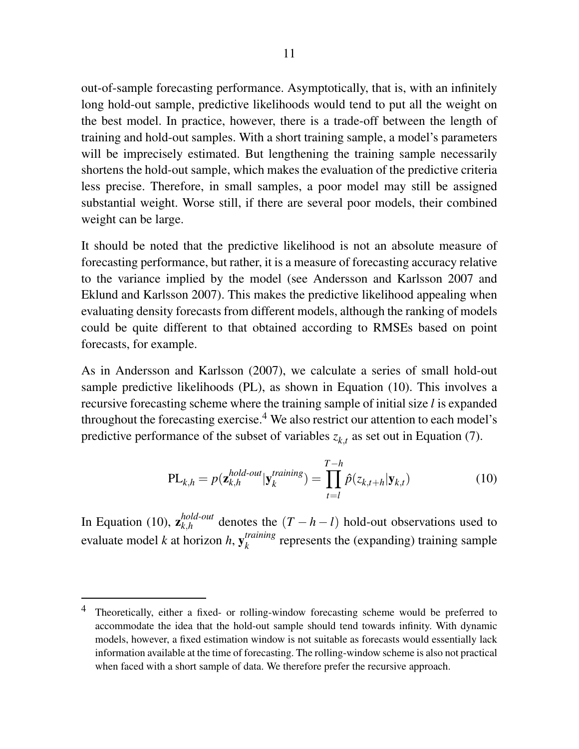out-of-sample forecasting performance. Asymptotically, that is, with an infinitely long hold-out sample, predictive likelihoods would tend to put all the weight on the best model. In practice, however, there is a trade-off between the length of training and hold-out samples. With a short training sample, a model's parameters will be imprecisely estimated. But lengthening the training sample necessarily shortens the hold-out sample, which makes the evaluation of the predictive criteria less precise. Therefore, in small samples, a poor model may still be assigned substantial weight. Worse still, if there are several poor models, their combined weight can be large.

It should be noted that the predictive likelihood is not an absolute measure of forecasting performance, but rather, it is a measure of forecasting accuracy relative to the variance implied by the model (see Andersson and Karlsson 2007 and Eklund and Karlsson 2007). This makes the predictive likelihood appealing when evaluating density forecasts from different models, although the ranking of models could be quite different to that obtained according to RMSEs based on point forecasts, for example.

As in Andersson and Karlsson (2007), we calculate a series of small hold-out sample predictive likelihoods (PL), as shown in Equation (10). This involves a recursive forecasting scheme where the training sample of initial size $l$ is expanded throughout the forecasting exercise.[4] We also restrict our attention to each model's predictive performance of the subset of variables $z_{k,t}$ as set out in Equation (7).

$$\mathrm{PL}_{k,h} = p(\mathbf{z}_{k,h}^{\textit{hold-out}} | \mathbf{y}_k^{\textit{training}}) = \prod_{t=l}^{T-h} \hat{p}(z_{k,t+h} | \mathbf{y}_{k,t}) \tag{10}$$

In Equation (10), $\mathbf{z}_{k,h}^{\textit{hold-out}}$ denotes the $(T-h-l)$ hold-out observations used to evaluate model $k$ at horizon $h$, $\mathbf{y}_k^{\textit{training}}$ represents the (expanding) training sample

[4] Theoretically, either a fixed- or rolling-window forecasting scheme would be preferred to accommodate the idea that the hold-out sample should tend towards infinity. With dynamic models, however, a fixed estimation window is not suitable as forecasts would essentially lack information available at the time of forecasting. The rolling-window scheme is also not practical when faced with a short sample of data. We therefore prefer the recursive approach.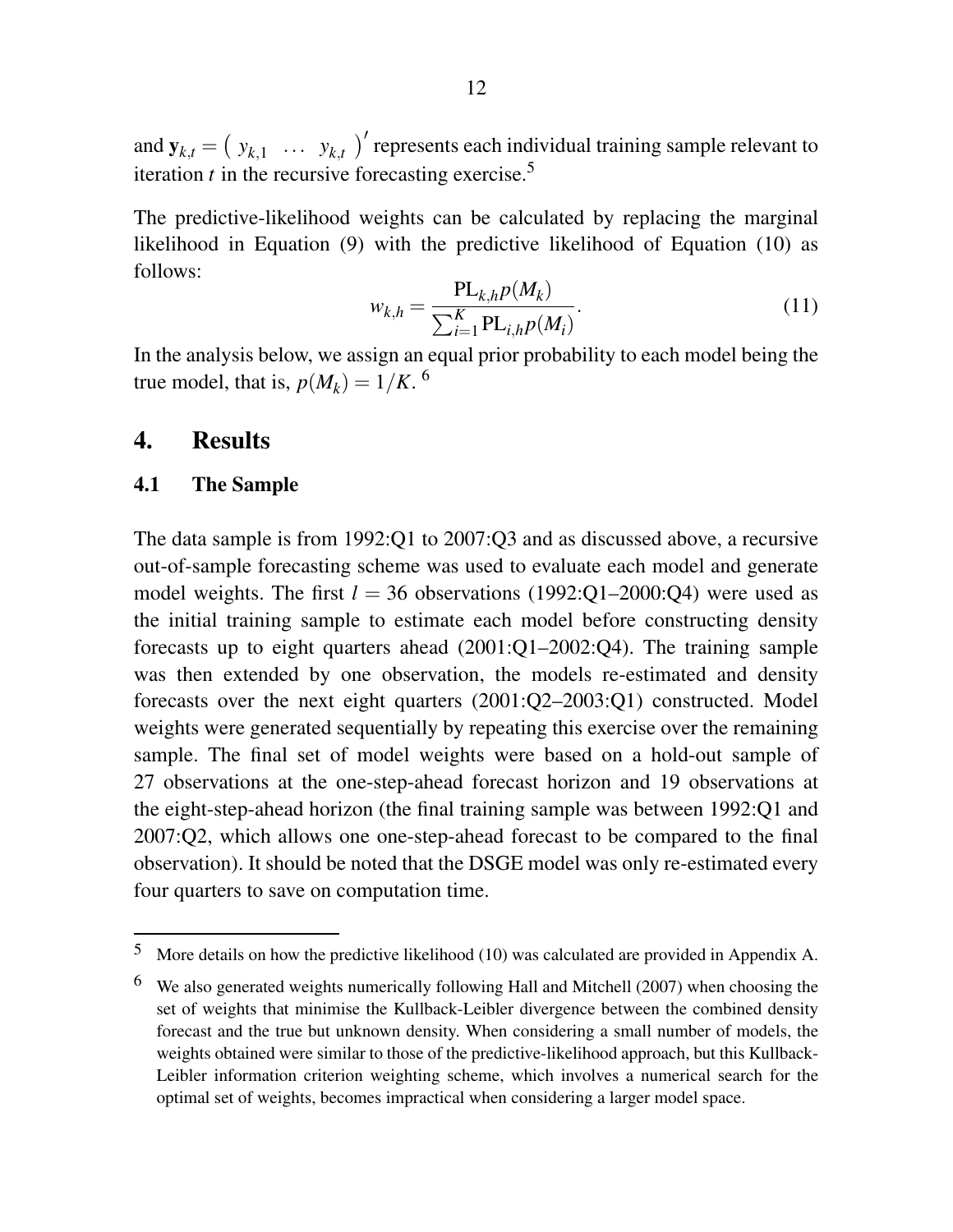and $\mathbf{y}_{k,t} = \left( \begin{array}{ccc} y_{k,1} & \dots & y_{k,t} \end{array} \right)'$ represents each individual training sample relevant to iteration $t$ in the recursive forecasting exercise.[5]

The predictive-likelihood weights can be calculated by replacing the marginal likelihood in Equation (9) with the predictive likelihood of Equation (10) as follows:

$$w_{k,h} = \frac{\mathrm{PL}_{k,h} p(M_k)}{\sum_{i=1}^{K} \mathrm{PL}_{i,h} p(M_i)}. \tag{11}$$

In the analysis below, we assign an equal prior probability to each model being the true model, that is, $p(M_k) = 1/K$.[6]

## 4. Results

### 4.1 The Sample

The data sample is from 1992:Q1 to 2007:Q3 and as discussed above, a recursive out-of-sample forecasting scheme was used to evaluate each model and generate model weights. The first $l = 36$ observations (1992:Q1–2000:Q4) were used as the initial training sample to estimate each model before constructing density forecasts up to eight quarters ahead (2001:Q1–2002:Q4). The training sample was then extended by one observation, the models re-estimated and density forecasts over the next eight quarters (2001:Q2–2003:Q1) constructed. Model weights were generated sequentially by repeating this exercise over the remaining sample. The final set of model weights were based on a hold-out sample of 27 observations at the one-step-ahead forecast horizon and 19 observations at the eight-step-ahead horizon (the final training sample was between 1992:Q1 and 2007:Q2, which allows one one-step-ahead forecast to be compared to the final observation). It should be noted that the DSGE model was only re-estimated every four quarters to save on computation time.

---

[5] More details on how the predictive likelihood (10) was calculated are provided in Appendix A.

[6] We also generated weights numerically following Hall and Mitchell (2007) when choosing the set of weights that minimise the Kullback-Leibler divergence between the combined density forecast and the true but unknown density. When considering a small number of models, the weights obtained were similar to those of the predictive-likelihood approach, but this Kullback-Leibler information criterion weighting scheme, which involves a numerical search for the optimal set of weights, becomes impractical when considering a larger model space.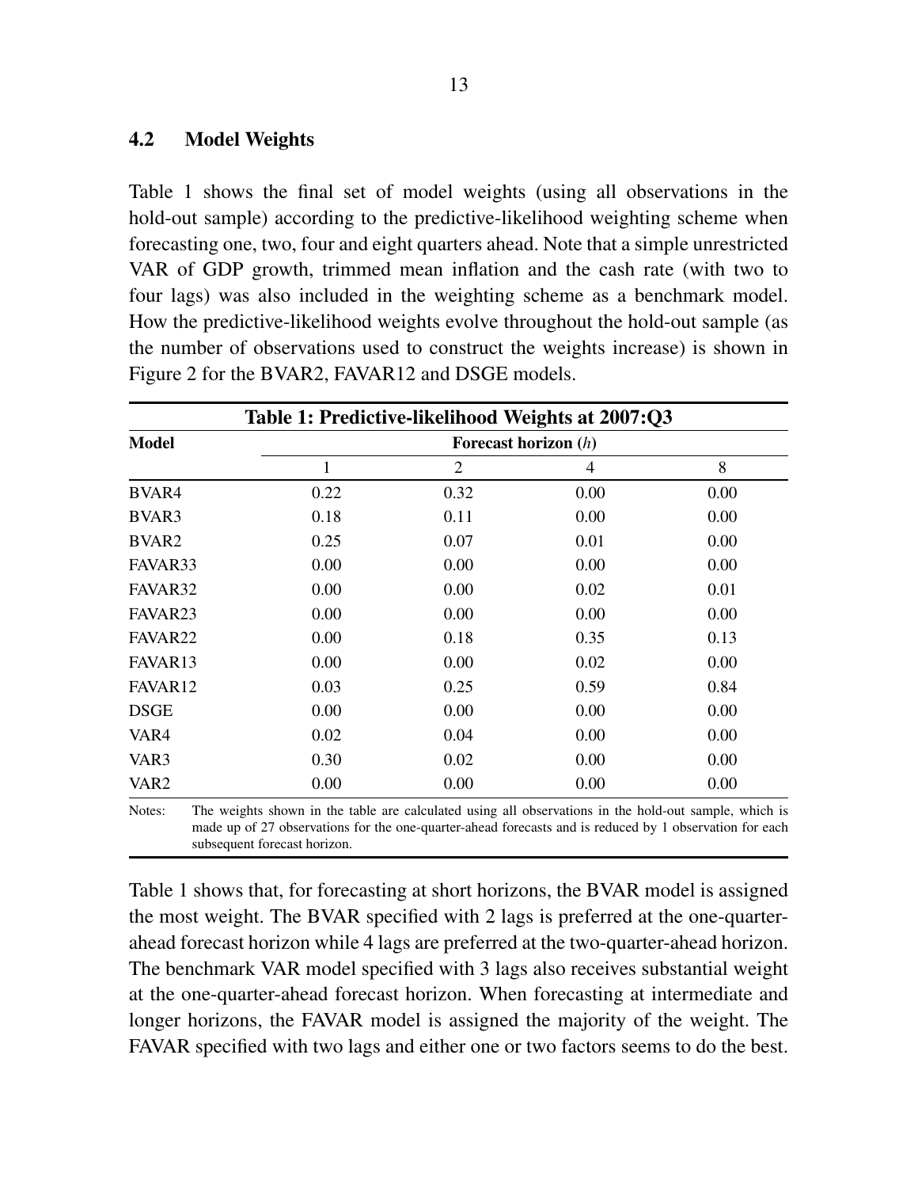## 4.2 Model Weights

Table 1 shows the final set of model weights (using all observations in the hold-out sample) according to the predictive-likelihood weighting scheme when forecasting one, two, four and eight quarters ahead. Note that a simple unrestricted VAR of GDP growth, trimmed mean inflation and the cash rate (with two to four lags) was also included in the weighting scheme as a benchmark model. How the predictive-likelihood weights evolve throughout the hold-out sample (as the number of observations used to construct the weights increase) is shown in Figure 2 for the BVAR2, FAVAR12 and DSGE models.

**Table 1: Predictive-likelihood Weights at 2007:Q3**

| Model | Forecast horizon ($h$) | | | |
|---|---|---|---|---|
| | 1 | 2 | 4 | 8 |
| BVAR4 | 0.22 | 0.32 | 0.00 | 0.00 |
| BVAR3 | 0.18 | 0.11 | 0.00 | 0.00 |
| BVAR2 | 0.25 | 0.07 | 0.01 | 0.00 |
| FAVAR33 | 0.00 | 0.00 | 0.00 | 0.00 |
| FAVAR32 | 0.00 | 0.00 | 0.02 | 0.01 |
| FAVAR23 | 0.00 | 0.00 | 0.00 | 0.00 |
| FAVAR22 | 0.00 | 0.18 | 0.35 | 0.13 |
| FAVAR13 | 0.00 | 0.00 | 0.02 | 0.00 |
| FAVAR12 | 0.03 | 0.25 | 0.59 | 0.84 |
| DSGE | 0.00 | 0.00 | 0.00 | 0.00 |
| VAR4 | 0.02 | 0.04 | 0.00 | 0.00 |
| VAR3 | 0.30 | 0.02 | 0.00 | 0.00 |
| VAR2 | 0.00 | 0.00 | 0.00 | 0.00 |

Notes: The weights shown in the table are calculated using all observations in the hold-out sample, which is made up of 27 observations for the one-quarter-ahead forecasts and is reduced by 1 observation for each subsequent forecast horizon.

Table 1 shows that, for forecasting at short horizons, the BVAR model is assigned the most weight. The BVAR specified with 2 lags is preferred at the one-quarter-ahead forecast horizon while 4 lags are preferred at the two-quarter-ahead horizon. The benchmark VAR model specified with 3 lags also receives substantial weight at the one-quarter-ahead forecast horizon. When forecasting at intermediate and longer horizons, the FAVAR model is assigned the majority of the weight. The FAVAR specified with two lags and either one or two factors seems to do the best.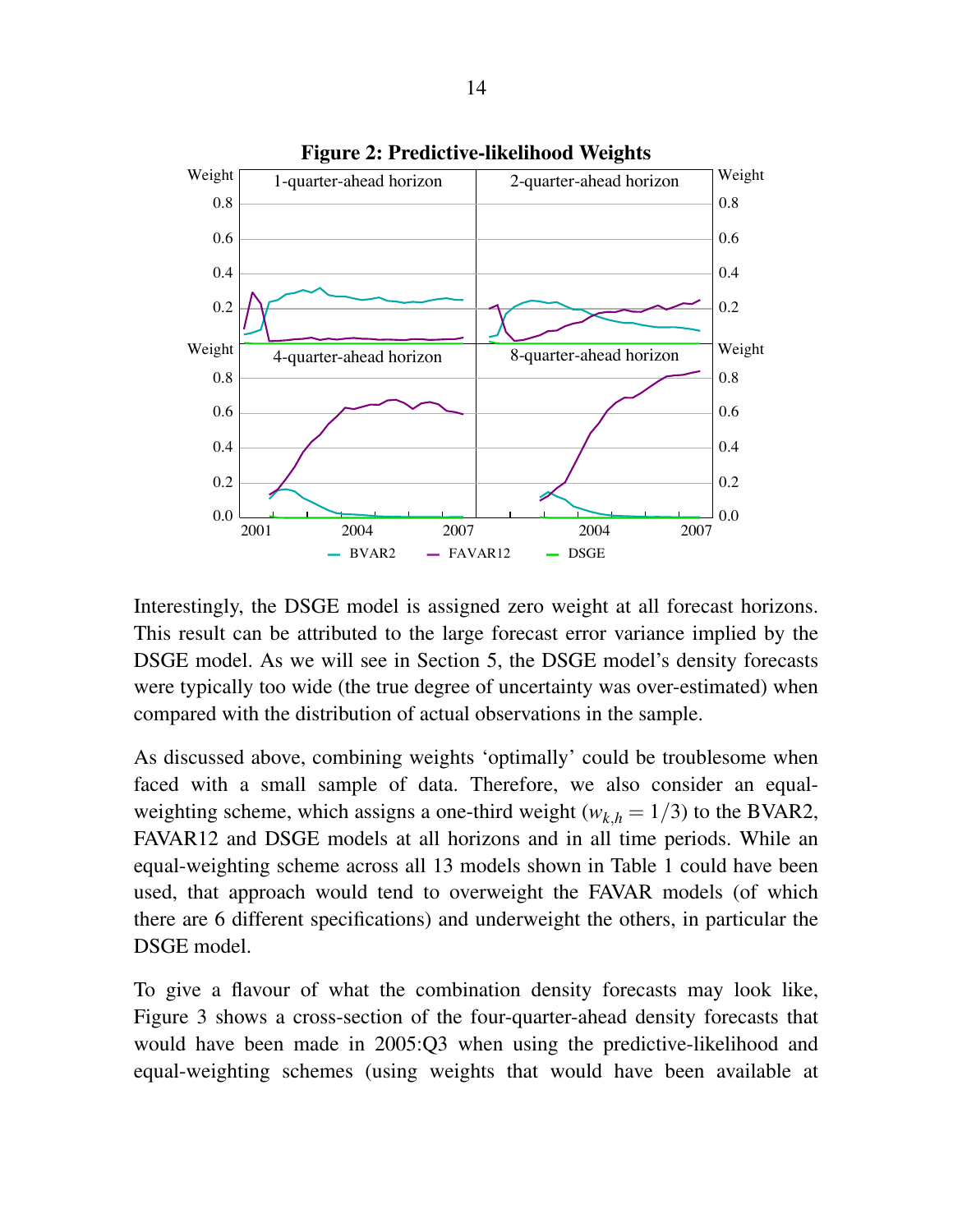**Figure 2: Predictive-likelihood Weights**

Interestingly, the DSGE model is assigned zero weight at all forecast horizons. This result can be attributed to the large forecast error variance implied by the DSGE model. As we will see in Section 5, the DSGE model's density forecasts were typically too wide (the true degree of uncertainty was over-estimated) when compared with the distribution of actual observations in the sample.

As discussed above, combining weights 'optimally' could be troublesome when faced with a small sample of data. Therefore, we also consider an equal-weighting scheme, which assigns a one-third weight ($w_{k,h} = 1/3$) to the BVAR2, FAVAR12 and DSGE models at all horizons and in all time periods. While an equal-weighting scheme across all 13 models shown in Table 1 could have been used, that approach would tend to overweight the FAVAR models (of which there are 6 different specifications) and underweight the others, in particular the DSGE model.

To give a flavour of what the combination density forecasts may look like, Figure 3 shows a cross-section of the four-quarter-ahead density forecasts that would have been made in 2005:Q3 when using the predictive-likelihood and equal-weighting schemes (using weights that would have been available at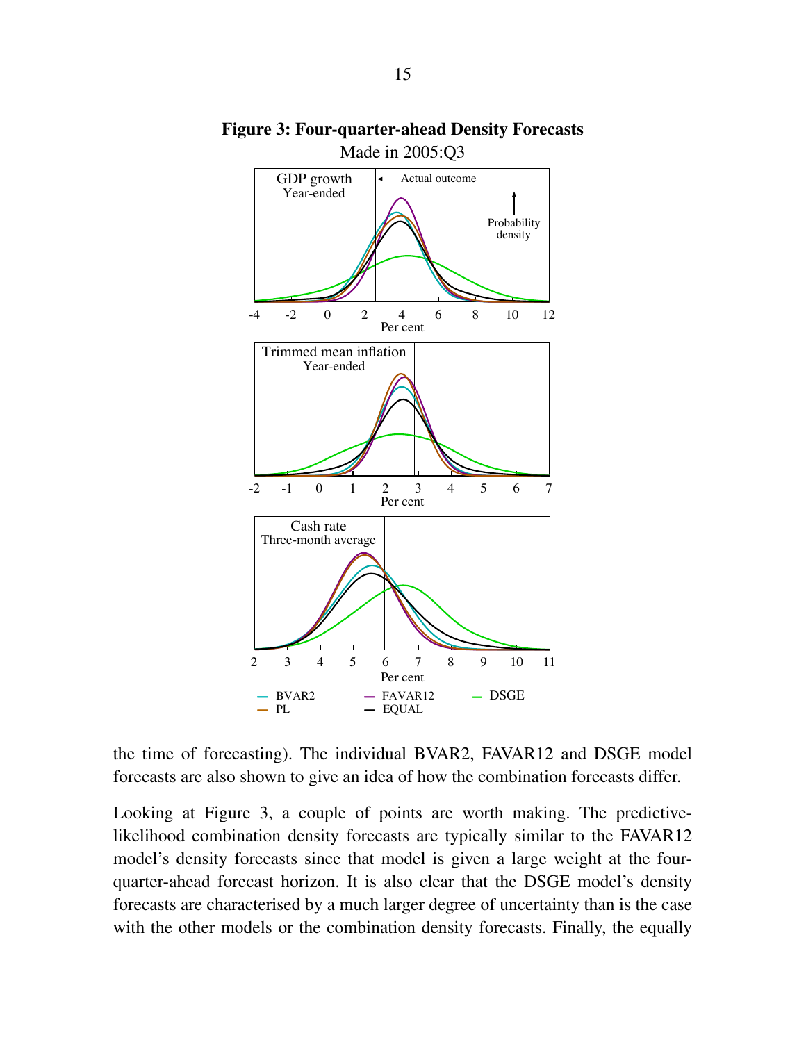**Figure 3: Four-quarter-ahead Density Forecasts**

Made in 2005:Q3

the time of forecasting). The individual BVAR2, FAVAR12 and DSGE model forecasts are also shown to give an idea of how the combination forecasts differ.

Looking at Figure 3, a couple of points are worth making. The predictive-likelihood combination density forecasts are typically similar to the FAVAR12 model's density forecasts since that model is given a large weight at the four-quarter-ahead forecast horizon. It is also clear that the DSGE model's density forecasts are characterised by a much larger degree of uncertainty than is the case with the other models or the combination density forecasts. Finally, the equally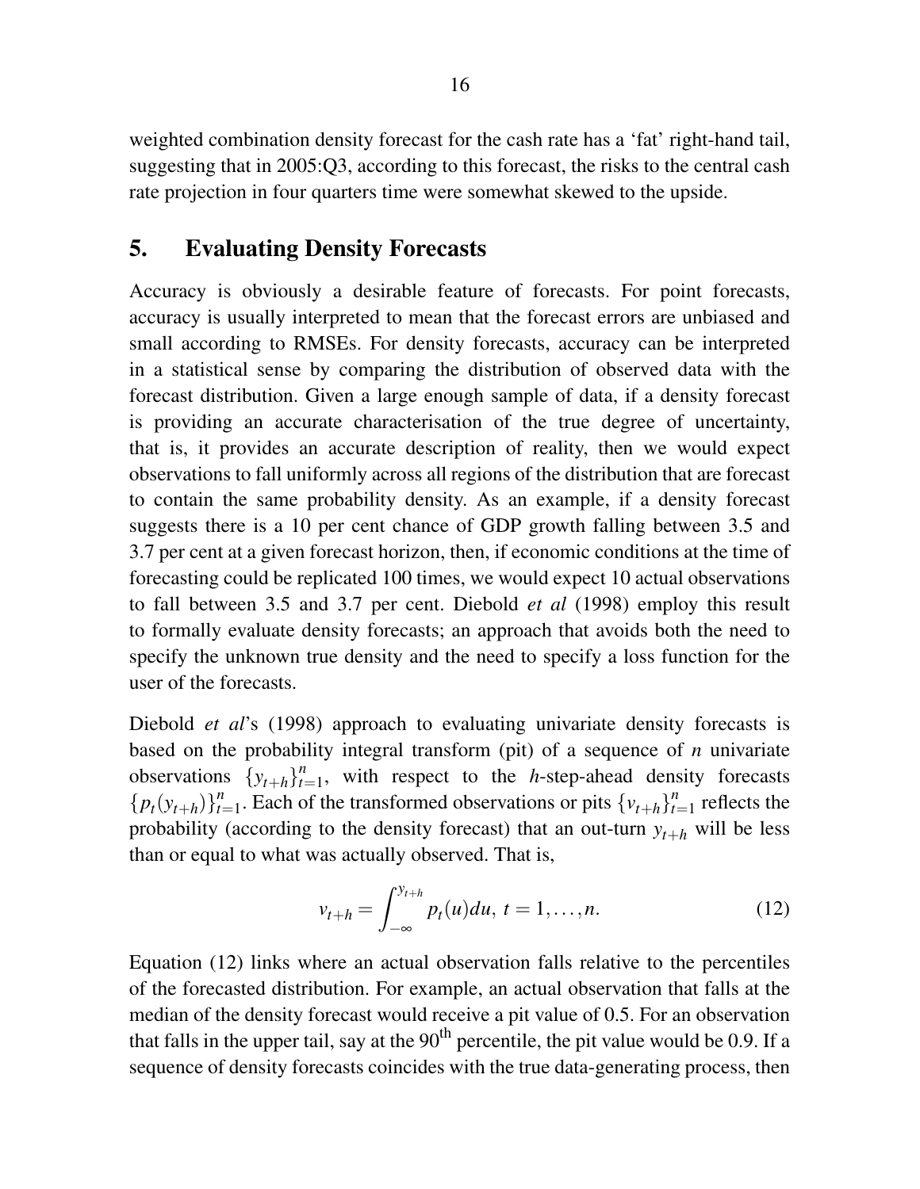weighted combination density forecast for the cash rate has a 'fat' right-hand tail, suggesting that in 2005:Q3, according to this forecast, the risks to the central cash rate projection in four quarters time were somewhat skewed to the upside.

## 5. Evaluating Density Forecasts

Accuracy is obviously a desirable feature of forecasts. For point forecasts, accuracy is usually interpreted to mean that the forecast errors are unbiased and small according to RMSEs. For density forecasts, accuracy can be interpreted in a statistical sense by comparing the distribution of observed data with the forecast distribution. Given a large enough sample of data, if a density forecast is providing an accurate characterisation of the true degree of uncertainty, that is, it provides an accurate description of reality, then we would expect observations to fall uniformly across all regions of the distribution that are forecast to contain the same probability density. As an example, if a density forecast suggests there is a 10 per cent chance of GDP growth falling between 3.5 and 3.7 per cent at a given forecast horizon, then, if economic conditions at the time of forecasting could be replicated 100 times, we would expect 10 actual observations to fall between 3.5 and 3.7 per cent. Diebold *et al* (1998) employ this result to formally evaluate density forecasts; an approach that avoids both the need to specify the unknown true density and the need to specify a loss function for the user of the forecasts.

Diebold *et al*'s (1998) approach to evaluating univariate density forecasts is based on the probability integral transform (pit) of a sequence of $n$ univariate observations $\{y_{t+h}\}_{t=1}^{n}$, with respect to the $h$-step-ahead density forecasts $\{p_t(y_{t+h})\}_{t=1}^{n}$. Each of the transformed observations or pits $\{v_{t+h}\}_{t=1}^{n}$ reflects the probability (according to the density forecast) that an out-turn $y_{t+h}$ will be less than or equal to what was actually observed. That is,

$$v_{t+h} = \int_{-\infty}^{y_{t+h}} p_t(u)du, \; t = 1, \ldots, n. \tag{12}$$

Equation (12) links where an actual observation falls relative to the percentiles of the forecasted distribution. For example, an actual observation that falls at the median of the density forecast would receive a pit value of 0.5. For an observation that falls in the upper tail, say at the 90th percentile, the pit value would be 0.9. If a sequence of density forecasts coincides with the true data-generating process, then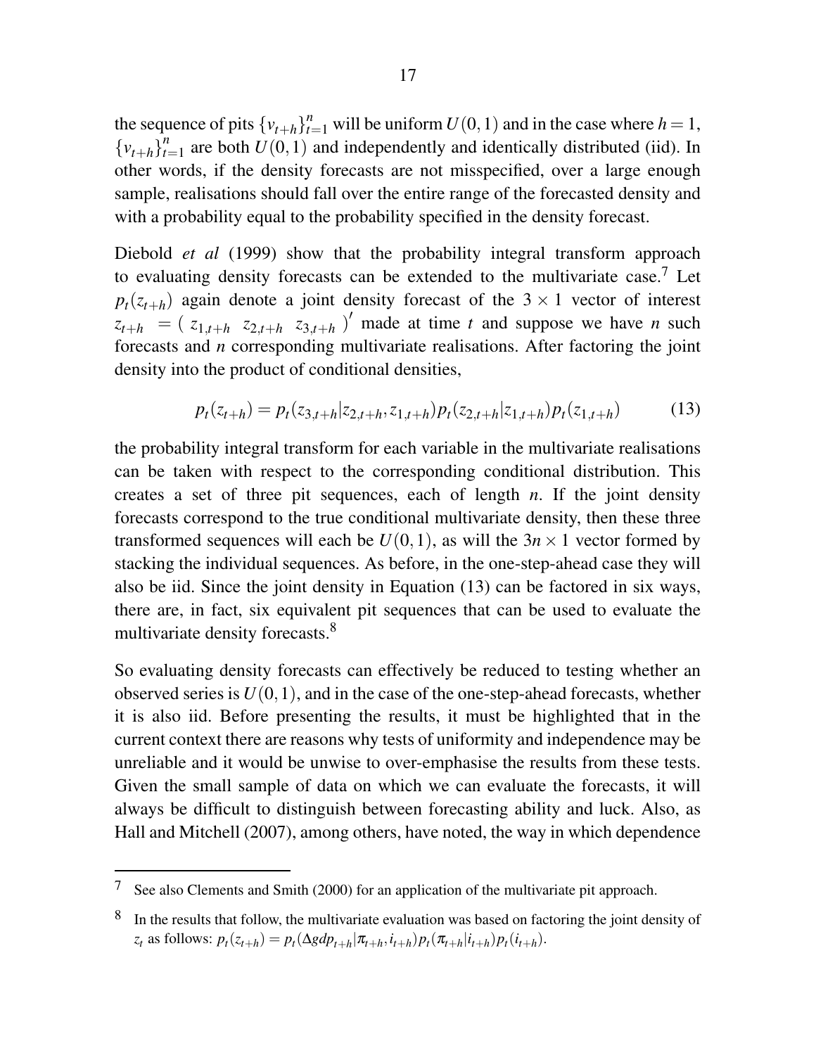the sequence of pits $\{v_{t+h}\}_{t=1}^{n}$ will be uniform $U(0,1)$ and in the case where $h = 1$, $\{v_{t+h}\}_{t=1}^{n}$ are both $U(0,1)$ and independently and identically distributed (iid). In other words, if the density forecasts are not misspecified, over a large enough sample, realisations should fall over the entire range of the forecasted density and with a probability equal to the probability specified in the density forecast.

Diebold *et al* (1999) show that the probability integral transform approach to evaluating density forecasts can be extended to the multivariate case.[7] Let $p_t(z_{t+h})$ again denote a joint density forecast of the $3 \times 1$ vector of interest $z_{t+h} = (\ z_{1,t+h}\ \ z_{2,t+h}\ \ z_{3,t+h}\ )'$ made at time $t$ and suppose we have $n$ such forecasts and $n$ corresponding multivariate realisations. After factoring the joint density into the product of conditional densities,

$$p_t(z_{t+h}) = p_t(z_{3,t+h}|z_{2,t+h}, z_{1,t+h})p_t(z_{2,t+h}|z_{1,t+h})p_t(z_{1,t+h}) \tag{13}$$

the probability integral transform for each variable in the multivariate realisations can be taken with respect to the corresponding conditional distribution. This creates a set of three pit sequences, each of length $n$. If the joint density forecasts correspond to the true conditional multivariate density, then these three transformed sequences will each be $U(0,1)$, as will the $3n \times 1$ vector formed by stacking the individual sequences. As before, in the one-step-ahead case they will also be iid. Since the joint density in Equation (13) can be factored in six ways, there are, in fact, six equivalent pit sequences that can be used to evaluate the multivariate density forecasts.[8]

So evaluating density forecasts can effectively be reduced to testing whether an observed series is $U(0,1)$, and in the case of the one-step-ahead forecasts, whether it is also iid. Before presenting the results, it must be highlighted that in the current context there are reasons why tests of uniformity and independence may be unreliable and it would be unwise to over-emphasise the results from these tests. Given the small sample of data on which we can evaluate the forecasts, it will always be difficult to distinguish between forecasting ability and luck. Also, as Hall and Mitchell (2007), among others, have noted, the way in which dependence

---

[7] See also Clements and Smith (2000) for an application of the multivariate pit approach.

[8] In the results that follow, the multivariate evaluation was based on factoring the joint density of $z_t$ as follows: $p_t(z_{t+h}) = p_t(\Delta gdp_{t+h}|\pi_{t+h}, i_{t+h})p_t(\pi_{t+h}|i_{t+h})p_t(i_{t+h})$.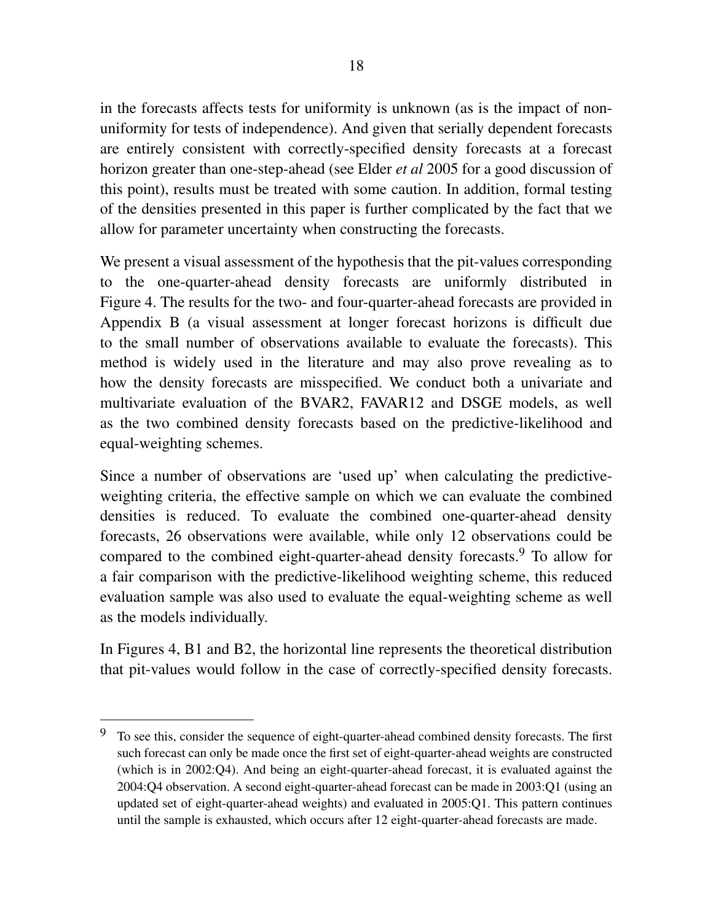in the forecasts affects tests for uniformity is unknown (as is the impact of non-uniformity for tests of independence). And given that serially dependent forecasts are entirely consistent with correctly-specified density forecasts at a forecast horizon greater than one-step-ahead (see Elder *et al* 2005 for a good discussion of this point), results must be treated with some caution. In addition, formal testing of the densities presented in this paper is further complicated by the fact that we allow for parameter uncertainty when constructing the forecasts.

We present a visual assessment of the hypothesis that the pit-values corresponding to the one-quarter-ahead density forecasts are uniformly distributed in Figure 4. The results for the two- and four-quarter-ahead forecasts are provided in Appendix B (a visual assessment at longer forecast horizons is difficult due to the small number of observations available to evaluate the forecasts). This method is widely used in the literature and may also prove revealing as to how the density forecasts are misspecified. We conduct both a univariate and multivariate evaluation of the BVAR2, FAVAR12 and DSGE models, as well as the two combined density forecasts based on the predictive-likelihood and equal-weighting schemes.

Since a number of observations are 'used up' when calculating the predictive-weighting criteria, the effective sample on which we can evaluate the combined densities is reduced. To evaluate the combined one-quarter-ahead density forecasts, 26 observations were available, while only 12 observations could be compared to the combined eight-quarter-ahead density forecasts.[9] To allow for a fair comparison with the predictive-likelihood weighting scheme, this reduced evaluation sample was also used to evaluate the equal-weighting scheme as well as the models individually.

In Figures 4, B1 and B2, the horizontal line represents the theoretical distribution that pit-values would follow in the case of correctly-specified density forecasts.

[9] To see this, consider the sequence of eight-quarter-ahead combined density forecasts. The first such forecast can only be made once the first set of eight-quarter-ahead weights are constructed (which is in 2002:Q4). And being an eight-quarter-ahead forecast, it is evaluated against the 2004:Q4 observation. A second eight-quarter-ahead forecast can be made in 2003:Q1 (using an updated set of eight-quarter-ahead weights) and evaluated in 2005:Q1. This pattern continues until the sample is exhausted, which occurs after 12 eight-quarter-ahead forecasts are made.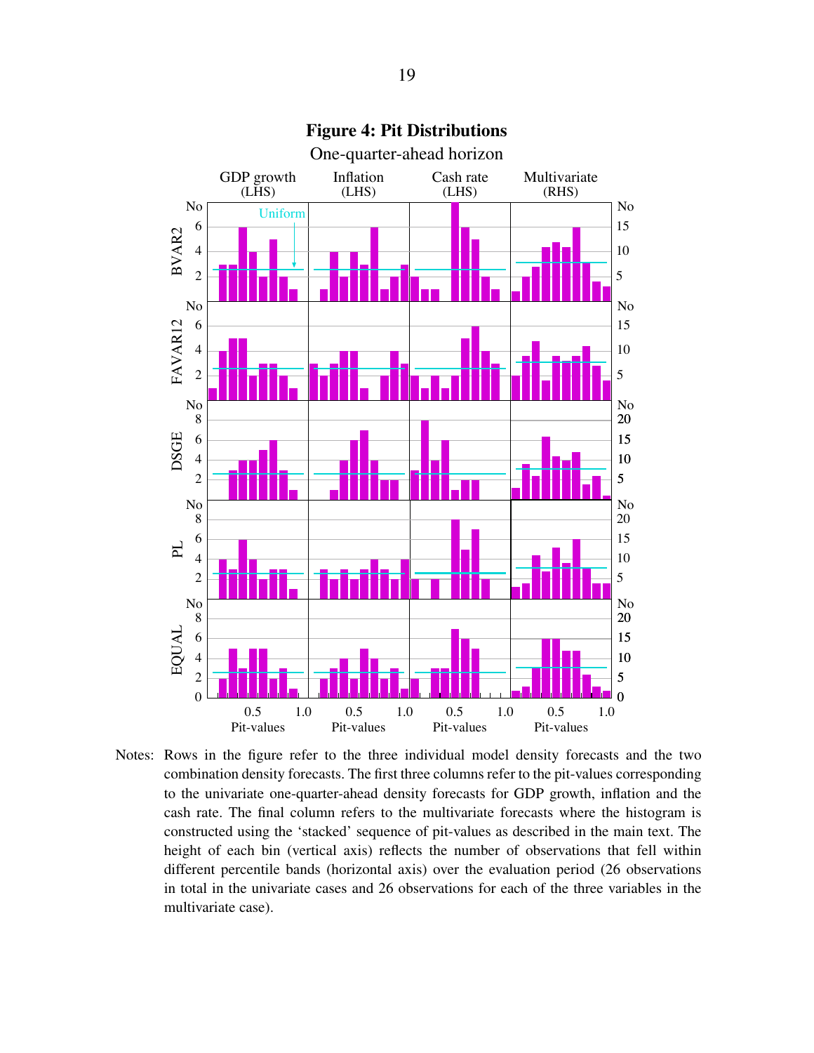## Figure 4: Pit Distributions

One-quarter-ahead horizon

Notes: Rows in the figure refer to the three individual model density forecasts and the two combination density forecasts. The first three columns refer to the pit-values corresponding to the univariate one-quarter-ahead density forecasts for GDP growth, inflation and the cash rate. The final column refers to the multivariate forecasts where the histogram is constructed using the 'stacked' sequence of pit-values as described in the main text. The height of each bin (vertical axis) reflects the number of observations that fell within different percentile bands (horizontal axis) over the evaluation period (26 observations in total in the univariate cases and 26 observations for each of the three variables in the multivariate case).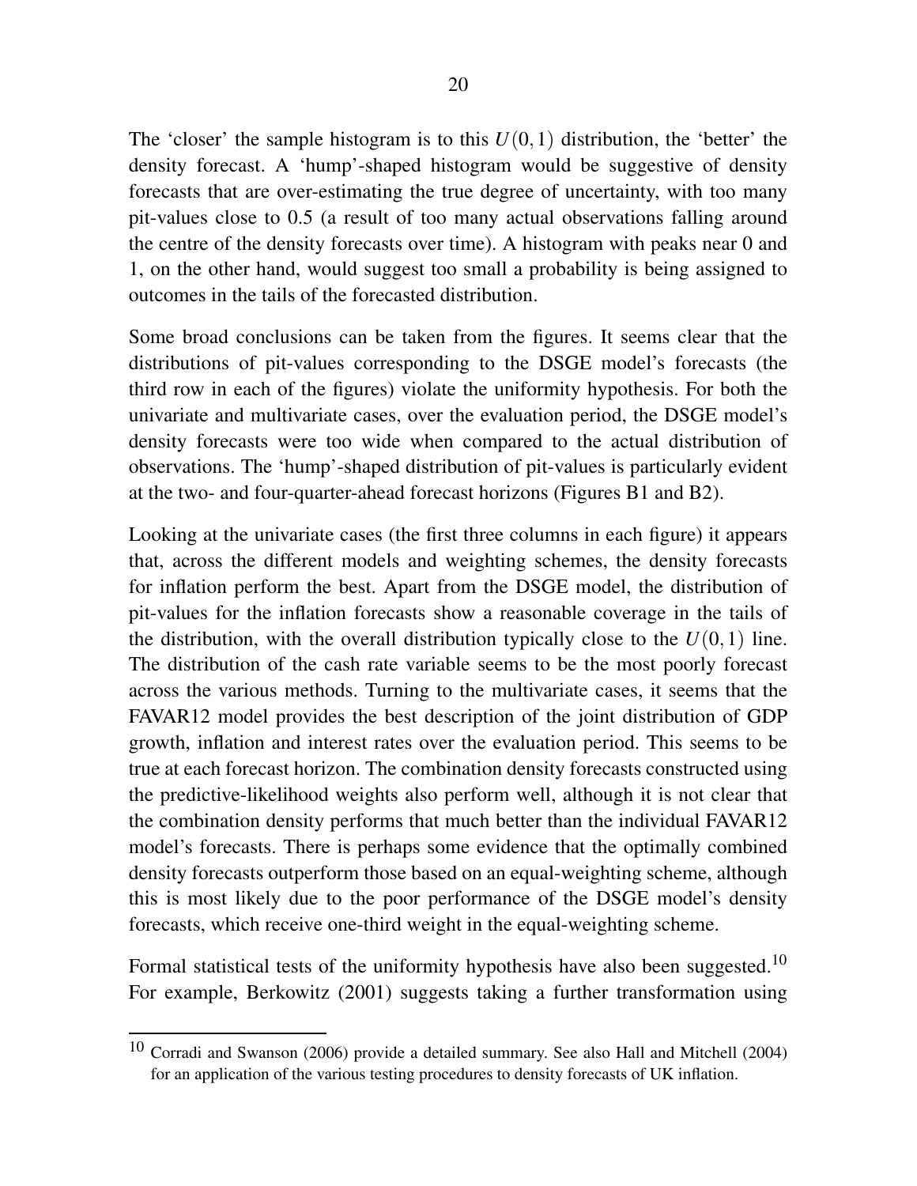The 'closer' the sample histogram is to this $U(0,1)$ distribution, the 'better' the density forecast. A 'hump'-shaped histogram would be suggestive of density forecasts that are over-estimating the true degree of uncertainty, with too many pit-values close to 0.5 (a result of too many actual observations falling around the centre of the density forecasts over time). A histogram with peaks near 0 and 1, on the other hand, would suggest too small a probability is being assigned to outcomes in the tails of the forecasted distribution.

Some broad conclusions can be taken from the figures. It seems clear that the distributions of pit-values corresponding to the DSGE model's forecasts (the third row in each of the figures) violate the uniformity hypothesis. For both the univariate and multivariate cases, over the evaluation period, the DSGE model's density forecasts were too wide when compared to the actual distribution of observations. The 'hump'-shaped distribution of pit-values is particularly evident at the two- and four-quarter-ahead forecast horizons (Figures B1 and B2).

Looking at the univariate cases (the first three columns in each figure) it appears that, across the different models and weighting schemes, the density forecasts for inflation perform the best. Apart from the DSGE model, the distribution of pit-values for the inflation forecasts show a reasonable coverage in the tails of the distribution, with the overall distribution typically close to the $U(0,1)$ line. The distribution of the cash rate variable seems to be the most poorly forecast across the various methods. Turning to the multivariate cases, it seems that the FAVAR12 model provides the best description of the joint distribution of GDP growth, inflation and interest rates over the evaluation period. This seems to be true at each forecast horizon. The combination density forecasts constructed using the predictive-likelihood weights also perform well, although it is not clear that the combination density performs that much better than the individual FAVAR12 model's forecasts. There is perhaps some evidence that the optimally combined density forecasts outperform those based on an equal-weighting scheme, although this is most likely due to the poor performance of the DSGE model's density forecasts, which receive one-third weight in the equal-weighting scheme.

Formal statistical tests of the uniformity hypothesis have also been suggested.[10] For example, Berkowitz (2001) suggests taking a further transformation using

[10] Corradi and Swanson (2006) provide a detailed summary. See also Hall and Mitchell (2004) for an application of the various testing procedures to density forecasts of UK inflation.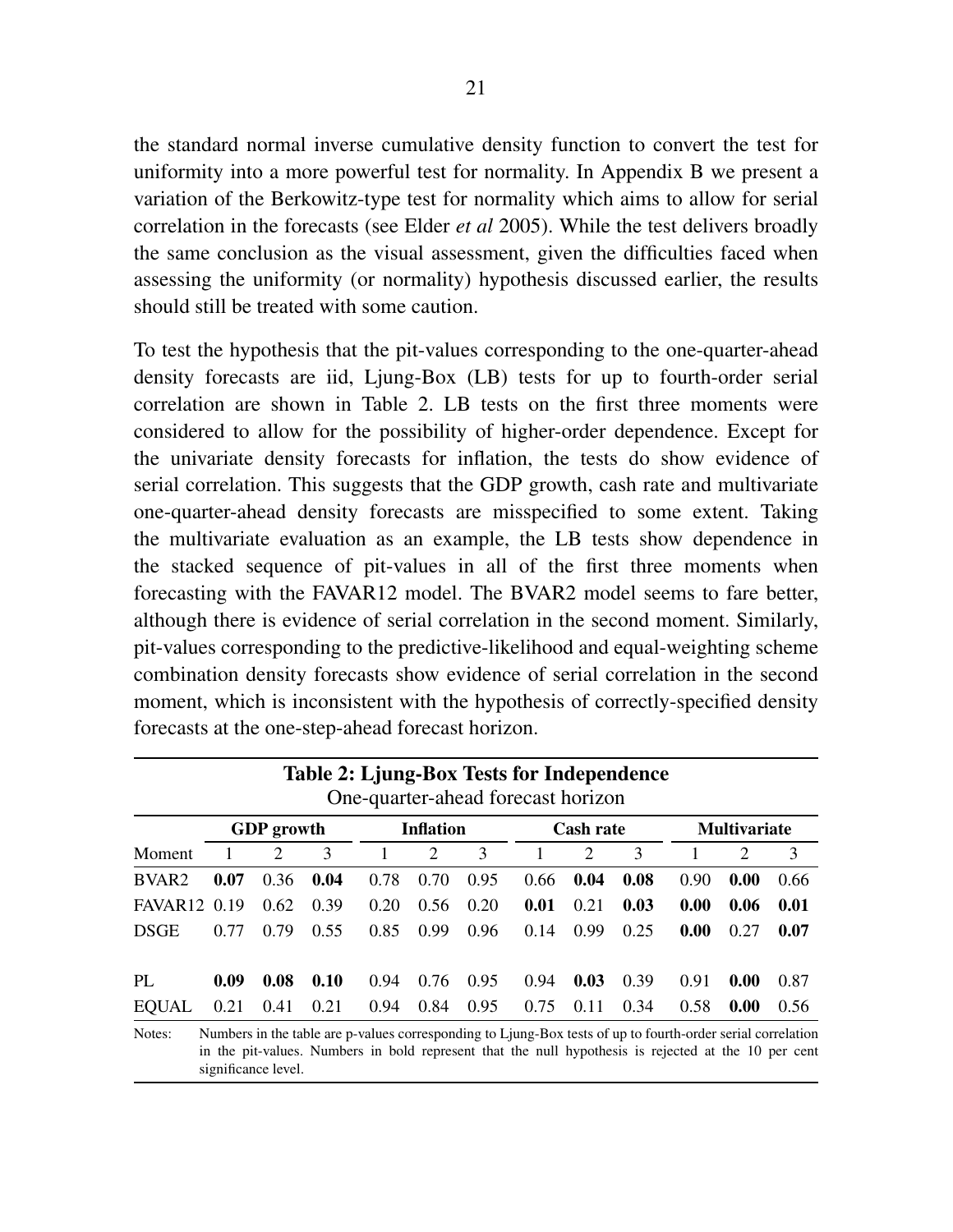the standard normal inverse cumulative density function to convert the test for uniformity into a more powerful test for normality. In Appendix B we present a variation of the Berkowitz-type test for normality which aims to allow for serial correlation in the forecasts (see Elder *et al* 2005). While the test delivers broadly the same conclusion as the visual assessment, given the difficulties faced when assessing the uniformity (or normality) hypothesis discussed earlier, the results should still be treated with some caution.

To test the hypothesis that the pit-values corresponding to the one-quarter-ahead density forecasts are iid, Ljung-Box (LB) tests for up to fourth-order serial correlation are shown in Table 2. LB tests on the first three moments were considered to allow for the possibility of higher-order dependence. Except for the univariate density forecasts for inflation, the tests do show evidence of serial correlation. This suggests that the GDP growth, cash rate and multivariate one-quarter-ahead density forecasts are misspecified to some extent. Taking the multivariate evaluation as an example, the LB tests show dependence in the stacked sequence of pit-values in all of the first three moments when forecasting with the FAVAR12 model. The BVAR2 model seems to fare better, although there is evidence of serial correlation in the second moment. Similarly, pit-values corresponding to the predictive-likelihood and equal-weighting scheme combination density forecasts show evidence of serial correlation in the second moment, which is inconsistent with the hypothesis of correctly-specified density forecasts at the one-step-ahead forecast horizon.

**Table 2: Ljung-Box Tests for Independence**

One-quarter-ahead forecast horizon

| | **GDP growth** | | | **Inflation** | | | **Cash rate** | | | **Multivariate** | | |
|---|---|---|---|---|---|---|---|---|---|---|---|---|
| Moment | 1 | 2 | 3 | 1 | 2 | 3 | 1 | 2 | 3 | 1 | 2 | 3 |
| BVAR2 | **0.07** | 0.36 | **0.04** | 0.78 | 0.70 | 0.95 | 0.66 | **0.04** | **0.08** | 0.90 | **0.00** | 0.66 |
| FAVAR12 | 0.19 | 0.62 | 0.39 | 0.20 | 0.56 | 0.20 | **0.01** | 0.21 | **0.03** | **0.00** | **0.06** | **0.01** |
| DSGE | 0.77 | 0.79 | 0.55 | 0.85 | 0.99 | 0.96 | 0.14 | 0.99 | 0.25 | **0.00** | 0.27 | **0.07** |
| PL | **0.09** | **0.08** | **0.10** | 0.94 | 0.76 | 0.95 | 0.94 | **0.03** | 0.39 | 0.91 | **0.00** | 0.87 |
| EQUAL | 0.21 | 0.41 | 0.21 | 0.94 | 0.84 | 0.95 | 0.75 | 0.11 | 0.34 | 0.58 | **0.00** | 0.56 |

Notes: Numbers in the table are p-values corresponding to Ljung-Box tests of up to fourth-order serial correlation in the pit-values. Numbers in bold represent that the null hypothesis is rejected at the 10 per cent significance level.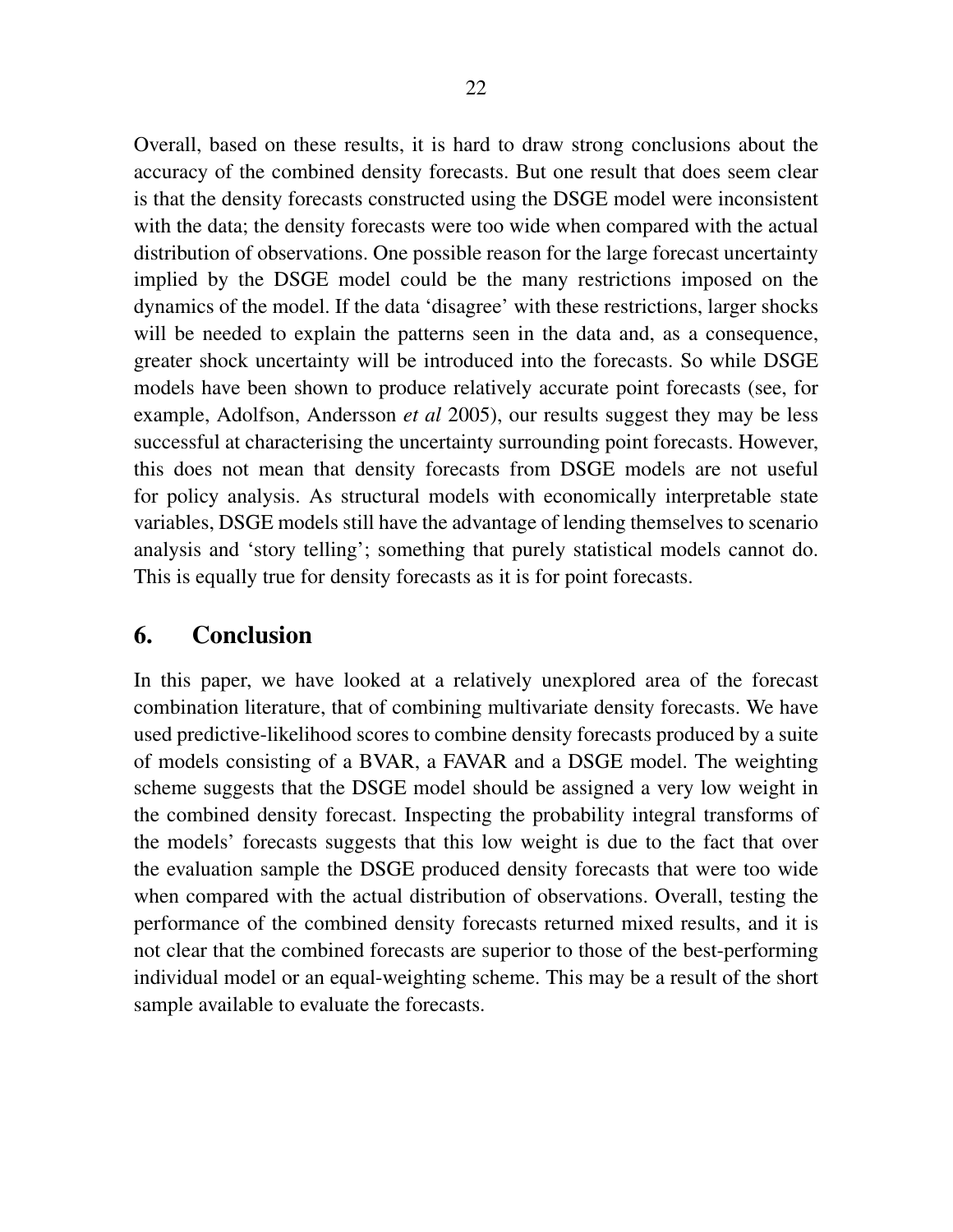Overall, based on these results, it is hard to draw strong conclusions about the accuracy of the combined density forecasts. But one result that does seem clear is that the density forecasts constructed using the DSGE model were inconsistent with the data; the density forecasts were too wide when compared with the actual distribution of observations. One possible reason for the large forecast uncertainty implied by the DSGE model could be the many restrictions imposed on the dynamics of the model. If the data 'disagree' with these restrictions, larger shocks will be needed to explain the patterns seen in the data and, as a consequence, greater shock uncertainty will be introduced into the forecasts. So while DSGE models have been shown to produce relatively accurate point forecasts (see, for example, Adolfson, Andersson *et al* 2005), our results suggest they may be less successful at characterising the uncertainty surrounding point forecasts. However, this does not mean that density forecasts from DSGE models are not useful for policy analysis. As structural models with economically interpretable state variables, DSGE models still have the advantage of lending themselves to scenario analysis and 'story telling'; something that purely statistical models cannot do. This is equally true for density forecasts as it is for point forecasts.

## 6. Conclusion

In this paper, we have looked at a relatively unexplored area of the forecast combination literature, that of combining multivariate density forecasts. We have used predictive-likelihood scores to combine density forecasts produced by a suite of models consisting of a BVAR, a FAVAR and a DSGE model. The weighting scheme suggests that the DSGE model should be assigned a very low weight in the combined density forecast. Inspecting the probability integral transforms of the models' forecasts suggests that this low weight is due to the fact that over the evaluation sample the DSGE produced density forecasts that were too wide when compared with the actual distribution of observations. Overall, testing the performance of the combined density forecasts returned mixed results, and it is not clear that the combined forecasts are superior to those of the best-performing individual model or an equal-weighting scheme. This may be a result of the short sample available to evaluate the forecasts.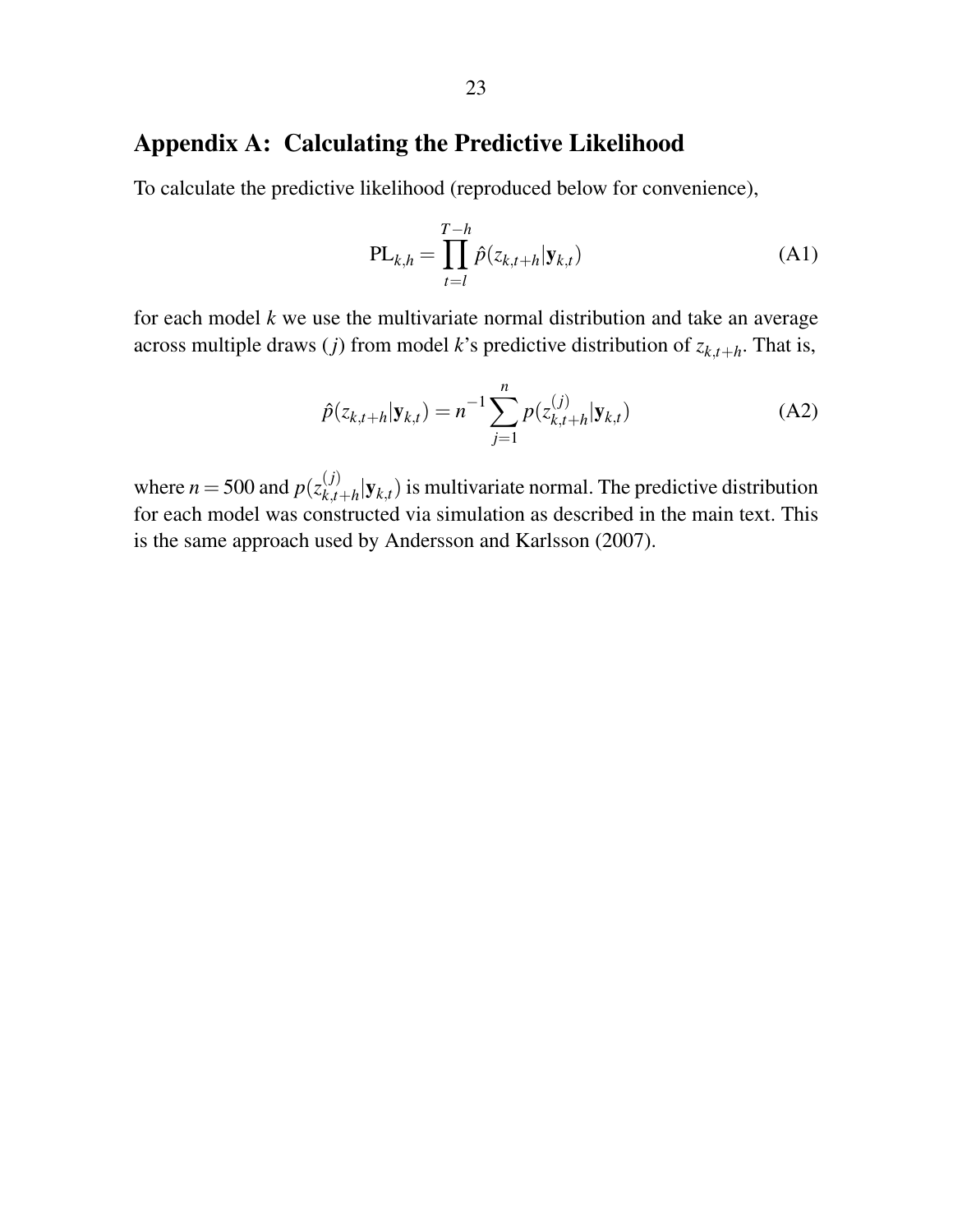# Appendix A: Calculating the Predictive Likelihood

To calculate the predictive likelihood (reproduced below for convenience),

$$\text{PL}_{k,h} = \prod_{t=l}^{T-h} \hat{p}(z_{k,t+h}|\mathbf{y}_{k,t}) \tag{A1}$$

for each model $k$ we use the multivariate normal distribution and take an average across multiple draws ($j$) from model $k$'s predictive distribution of $z_{k,t+h}$. That is,

$$\hat{p}(z_{k,t+h}|\mathbf{y}_{k,t}) = n^{-1} \sum_{j=1}^{n} p(z_{k,t+h}^{(j)}|\mathbf{y}_{k,t}) \tag{A2}$$

where $n = 500$ and $p(z_{k,t+h}^{(j)}|\mathbf{y}_{k,t})$ is multivariate normal. The predictive distribution for each model was constructed via simulation as described in the main text. This is the same approach used by Andersson and Karlsson (2007).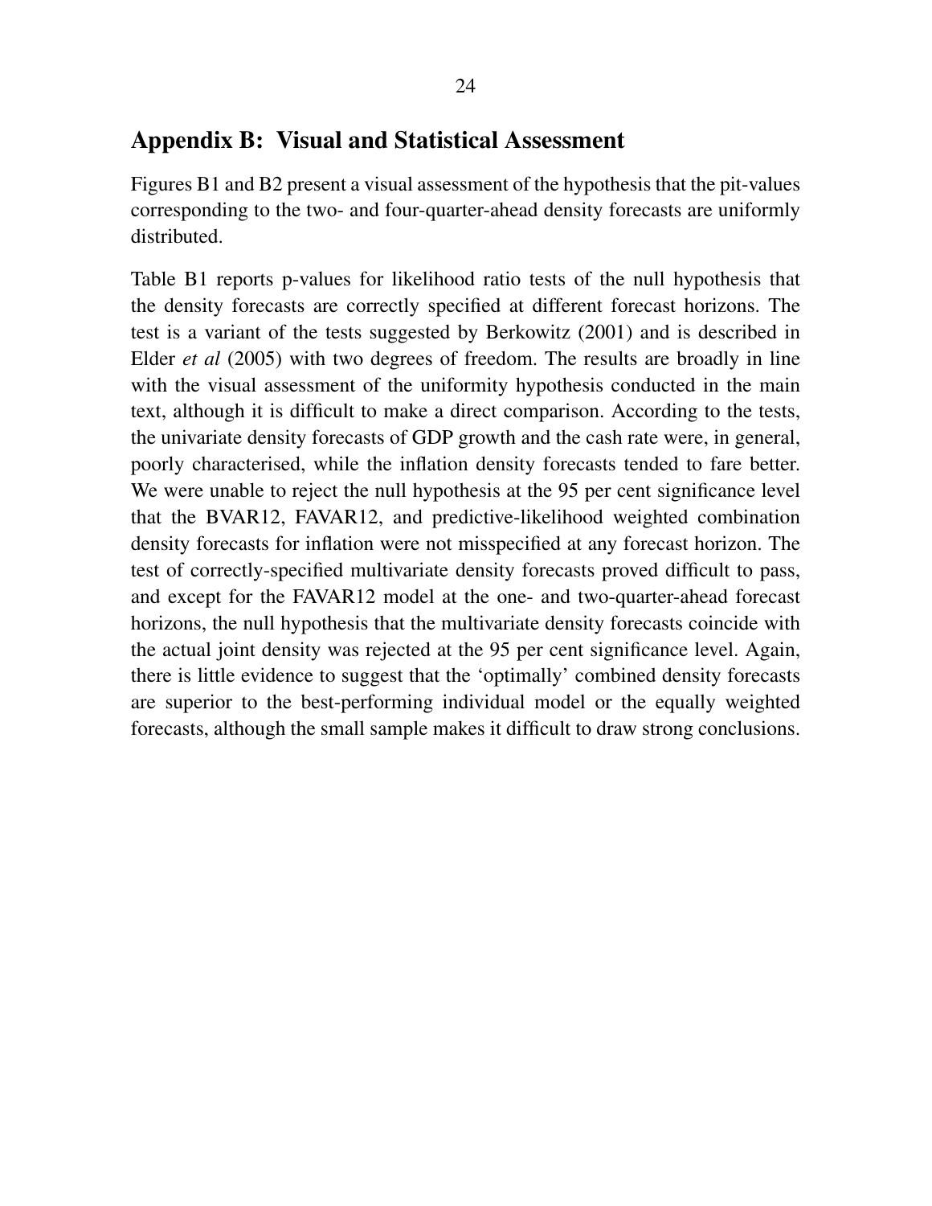## Appendix B: Visual and Statistical Assessment

Figures B1 and B2 present a visual assessment of the hypothesis that the pit-values corresponding to the two- and four-quarter-ahead density forecasts are uniformly distributed.

Table B1 reports p-values for likelihood ratio tests of the null hypothesis that the density forecasts are correctly specified at different forecast horizons. The test is a variant of the tests suggested by Berkowitz (2001) and is described in Elder *et al* (2005) with two degrees of freedom. The results are broadly in line with the visual assessment of the uniformity hypothesis conducted in the main text, although it is difficult to make a direct comparison. According to the tests, the univariate density forecasts of GDP growth and the cash rate were, in general, poorly characterised, while the inflation density forecasts tended to fare better. We were unable to reject the null hypothesis at the 95 per cent significance level that the BVAR12, FAVAR12, and predictive-likelihood weighted combination density forecasts for inflation were not misspecified at any forecast horizon. The test of correctly-specified multivariate density forecasts proved difficult to pass, and except for the FAVAR12 model at the one- and two-quarter-ahead forecast horizons, the null hypothesis that the multivariate density forecasts coincide with the actual joint density was rejected at the 95 per cent significance level. Again, there is little evidence to suggest that the 'optimally' combined density forecasts are superior to the best-performing individual model or the equally weighted forecasts, although the small sample makes it difficult to draw strong conclusions.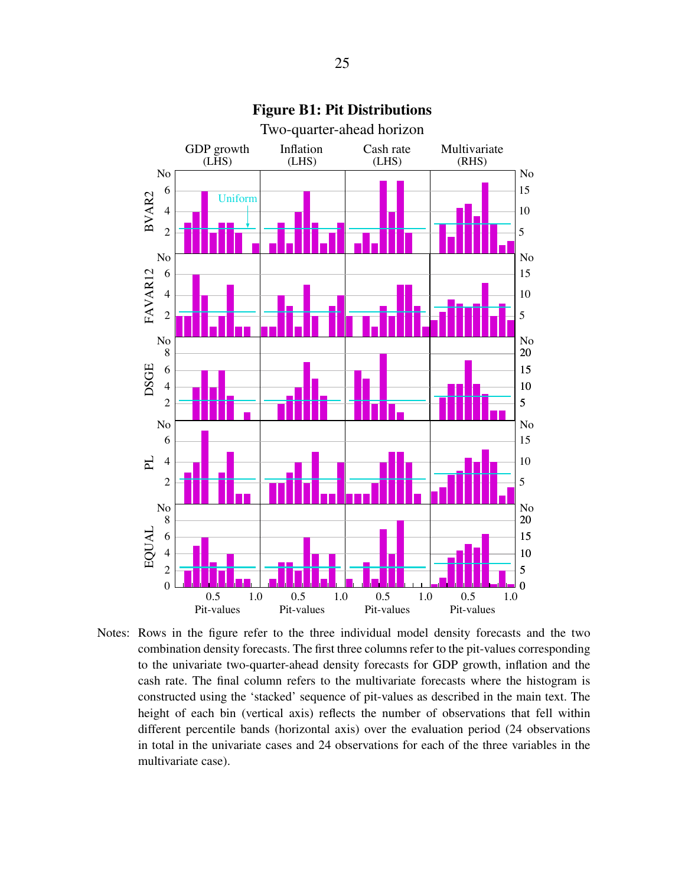**Figure B1: Pit Distributions**

Two-quarter-ahead horizon

Notes: Rows in the figure refer to the three individual model density forecasts and the two combination density forecasts. The first three columns refer to the pit-values corresponding to the univariate two-quarter-ahead density forecasts for GDP growth, inflation and the cash rate. The final column refers to the multivariate forecasts where the histogram is constructed using the 'stacked' sequence of pit-values as described in the main text. The height of each bin (vertical axis) reflects the number of observations that fell within different percentile bands (horizontal axis) over the evaluation period (24 observations in total in the univariate cases and 24 observations for each of the three variables in the multivariate case).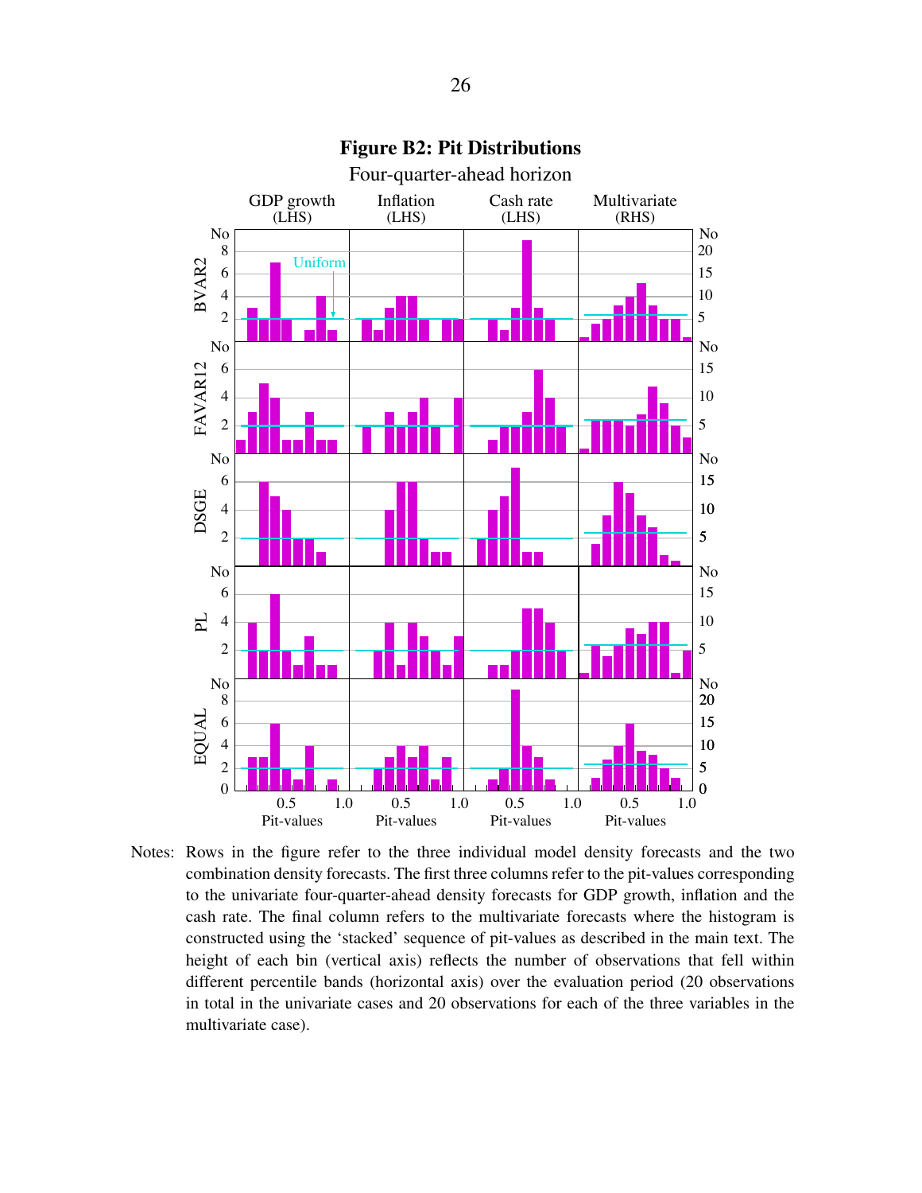**Figure B2: Pit Distributions**

Four-quarter-ahead horizon

Notes: Rows in the figure refer to the three individual model density forecasts and the two combination density forecasts. The first three columns refer to the pit-values corresponding to the univariate four-quarter-ahead density forecasts for GDP growth, inflation and the cash rate. The final column refers to the multivariate forecasts where the histogram is constructed using the 'stacked' sequence of pit-values as described in the main text. The height of each bin (vertical axis) reflects the number of observations that fell within different percentile bands (horizontal axis) over the evaluation period (20 observations in total in the univariate cases and 20 observations for each of the three variables in the multivariate case).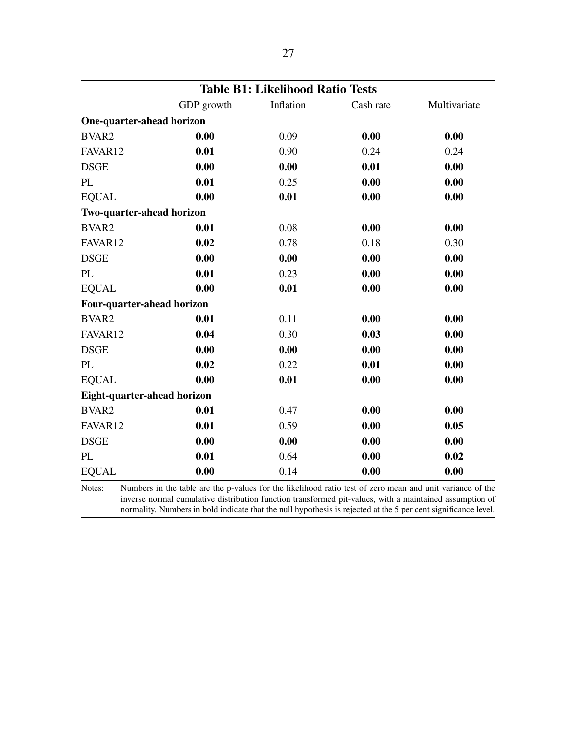**Table B1: Likelihood Ratio Tests**

| | GDP growth | Inflation | Cash rate | Multivariate |
|---|---|---|---|---|
| **One-quarter-ahead horizon** | | | | |
| BVAR2 | **0.00** | 0.09 | **0.00** | **0.00** |
| FAVAR12 | **0.01** | 0.90 | 0.24 | 0.24 |
| DSGE | **0.00** | **0.00** | **0.01** | **0.00** |
| PL | **0.01** | 0.25 | **0.00** | **0.00** |
| EQUAL | **0.00** | **0.01** | **0.00** | **0.00** |
| **Two-quarter-ahead horizon** | | | | |
| BVAR2 | **0.01** | 0.08 | **0.00** | **0.00** |
| FAVAR12 | **0.02** | 0.78 | 0.18 | 0.30 |
| DSGE | **0.00** | **0.00** | **0.00** | **0.00** |
| PL | **0.01** | 0.23 | **0.00** | **0.00** |
| EQUAL | **0.00** | **0.01** | **0.00** | **0.00** |
| **Four-quarter-ahead horizon** | | | | |
| BVAR2 | **0.01** | 0.11 | **0.00** | **0.00** |
| FAVAR12 | **0.04** | 0.30 | **0.03** | **0.00** |
| DSGE | **0.00** | **0.00** | **0.00** | **0.00** |
| PL | **0.02** | 0.22 | **0.01** | **0.00** |
| EQUAL | **0.00** | **0.01** | **0.00** | **0.00** |
| **Eight-quarter-ahead horizon** | | | | |
| BVAR2 | **0.01** | 0.47 | **0.00** | **0.00** |
| FAVAR12 | **0.01** | 0.59 | **0.00** | **0.05** |
| DSGE | **0.00** | **0.00** | **0.00** | **0.00** |
| PL | **0.01** | 0.64 | **0.00** | **0.02** |
| EQUAL | **0.00** | 0.14 | **0.00** | **0.00** |

Notes: Numbers in the table are the p-values for the likelihood ratio test of zero mean and unit variance of the inverse normal cumulative distribution function transformed pit-values, with a maintained assumption of normality. Numbers in bold indicate that the null hypothesis is rejected at the 5 per cent significance level.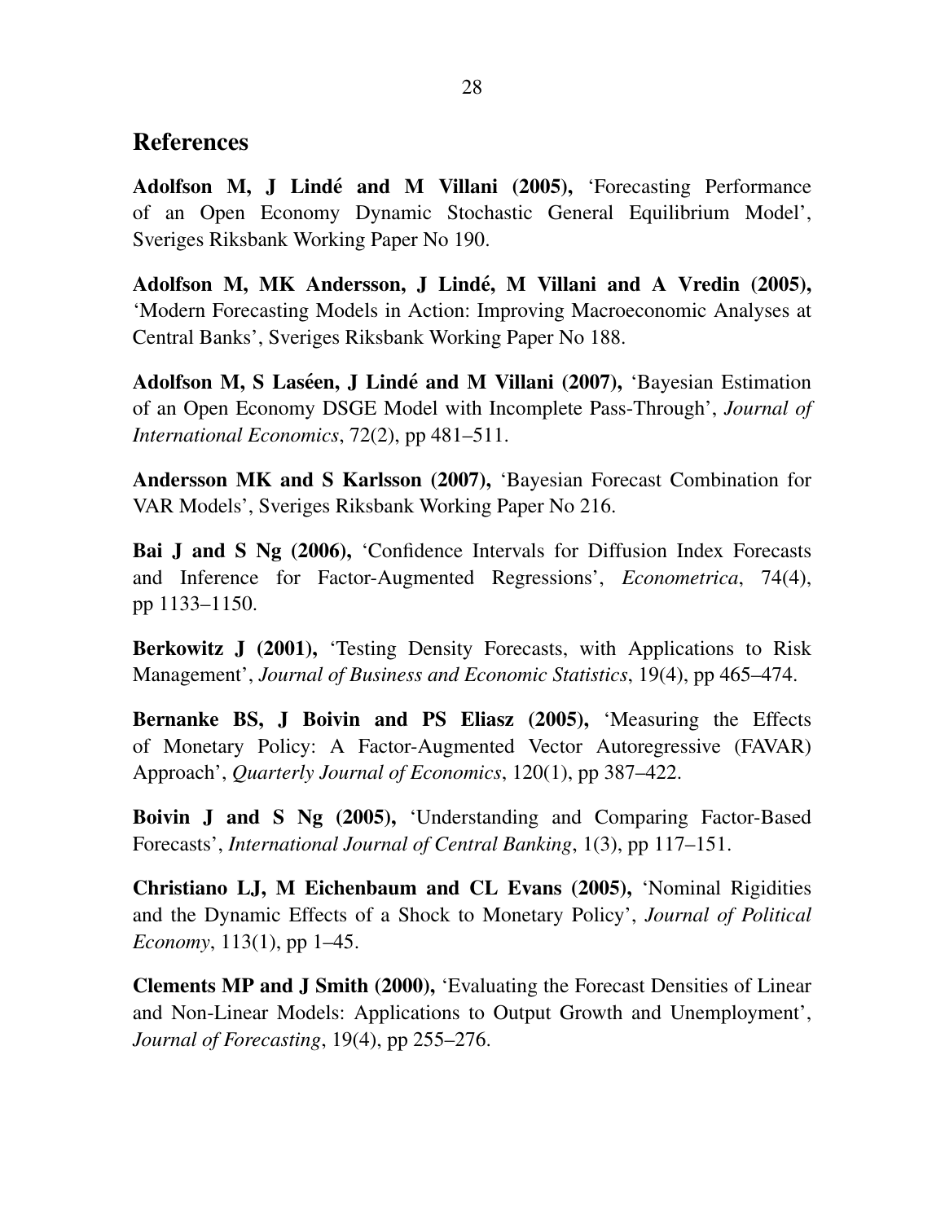## References

**Adolfson M, J Lindé and M Villani (2005),** 'Forecasting Performance of an Open Economy Dynamic Stochastic General Equilibrium Model', Sveriges Riksbank Working Paper No 190.

**Adolfson M, MK Andersson, J Lindé, M Villani and A Vredin (2005),** 'Modern Forecasting Models in Action: Improving Macroeconomic Analyses at Central Banks', Sveriges Riksbank Working Paper No 188.

**Adolfson M, S Laséen, J Lindé and M Villani (2007),** 'Bayesian Estimation of an Open Economy DSGE Model with Incomplete Pass-Through', *Journal of International Economics*, 72(2), pp 481–511.

**Andersson MK and S Karlsson (2007),** 'Bayesian Forecast Combination for VAR Models', Sveriges Riksbank Working Paper No 216.

**Bai J and S Ng (2006),** 'Confidence Intervals for Diffusion Index Forecasts and Inference for Factor-Augmented Regressions', *Econometrica*, 74(4), pp 1133–1150.

**Berkowitz J (2001),** 'Testing Density Forecasts, with Applications to Risk Management', *Journal of Business and Economic Statistics*, 19(4), pp 465–474.

**Bernanke BS, J Boivin and PS Eliasz (2005),** 'Measuring the Effects of Monetary Policy: A Factor-Augmented Vector Autoregressive (FAVAR) Approach', *Quarterly Journal of Economics*, 120(1), pp 387–422.

**Boivin J and S Ng (2005),** 'Understanding and Comparing Factor-Based Forecasts', *International Journal of Central Banking*, 1(3), pp 117–151.

**Christiano LJ, M Eichenbaum and CL Evans (2005),** 'Nominal Rigidities and the Dynamic Effects of a Shock to Monetary Policy', *Journal of Political Economy*, 113(1), pp 1–45.

**Clements MP and J Smith (2000),** 'Evaluating the Forecast Densities of Linear and Non-Linear Models: Applications to Output Growth and Unemployment', *Journal of Forecasting*, 19(4), pp 255–276.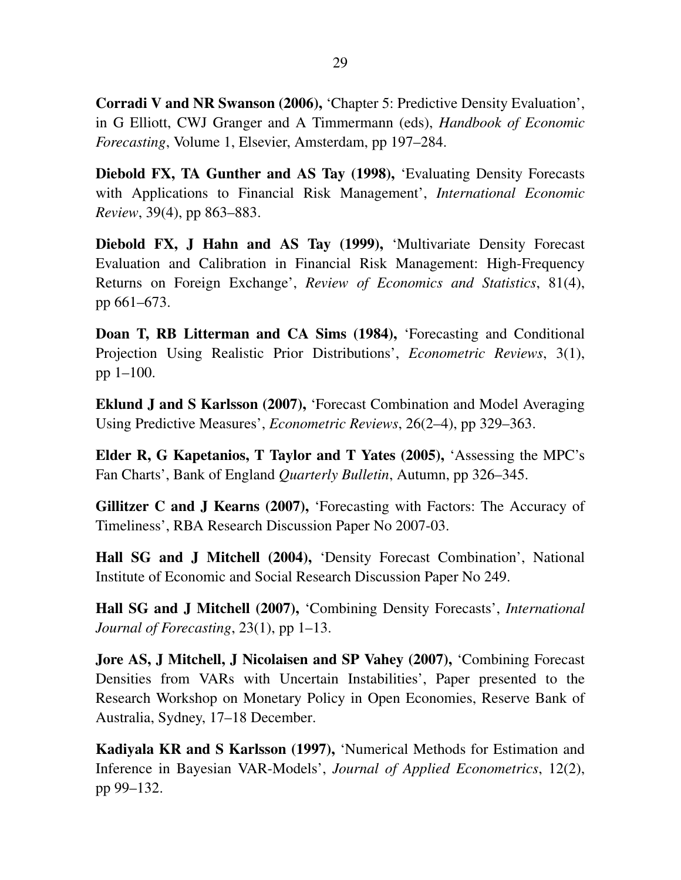**Corradi V and NR Swanson (2006),** 'Chapter 5: Predictive Density Evaluation', in G Elliott, CWJ Granger and A Timmermann (eds), *Handbook of Economic Forecasting*, Volume 1, Elsevier, Amsterdam, pp 197–284.

**Diebold FX, TA Gunther and AS Tay (1998),** 'Evaluating Density Forecasts with Applications to Financial Risk Management', *International Economic Review*, 39(4), pp 863–883.

**Diebold FX, J Hahn and AS Tay (1999),** 'Multivariate Density Forecast Evaluation and Calibration in Financial Risk Management: High-Frequency Returns on Foreign Exchange', *Review of Economics and Statistics*, 81(4), pp 661–673.

**Doan T, RB Litterman and CA Sims (1984),** 'Forecasting and Conditional Projection Using Realistic Prior Distributions', *Econometric Reviews*, 3(1), pp 1–100.

**Eklund J and S Karlsson (2007),** 'Forecast Combination and Model Averaging Using Predictive Measures', *Econometric Reviews*, 26(2–4), pp 329–363.

**Elder R, G Kapetanios, T Taylor and T Yates (2005),** 'Assessing the MPC's Fan Charts', Bank of England *Quarterly Bulletin*, Autumn, pp 326–345.

**Gillitzer C and J Kearns (2007),** 'Forecasting with Factors: The Accuracy of Timeliness', RBA Research Discussion Paper No 2007-03.

**Hall SG and J Mitchell (2004),** 'Density Forecast Combination', National Institute of Economic and Social Research Discussion Paper No 249.

**Hall SG and J Mitchell (2007),** 'Combining Density Forecasts', *International Journal of Forecasting*, 23(1), pp 1–13.

**Jore AS, J Mitchell, J Nicolaisen and SP Vahey (2007),** 'Combining Forecast Densities from VARs with Uncertain Instabilities', Paper presented to the Research Workshop on Monetary Policy in Open Economies, Reserve Bank of Australia, Sydney, 17–18 December.

**Kadiyala KR and S Karlsson (1997),** 'Numerical Methods for Estimation and Inference in Bayesian VAR-Models', *Journal of Applied Econometrics*, 12(2), pp 99–132.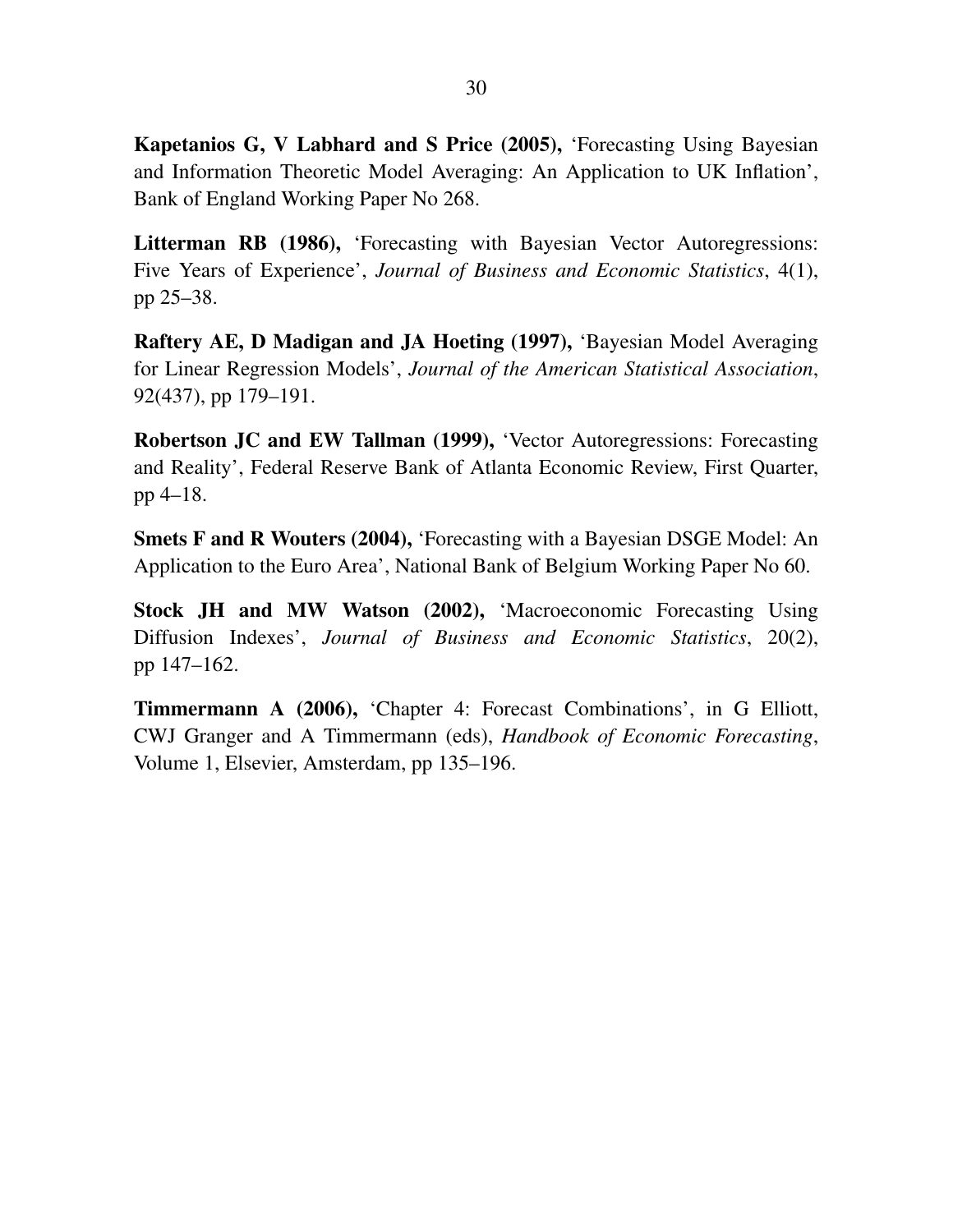**Kapetanios G, V Labhard and S Price (2005),** 'Forecasting Using Bayesian and Information Theoretic Model Averaging: An Application to UK Inflation', Bank of England Working Paper No 268.

**Litterman RB (1986),** 'Forecasting with Bayesian Vector Autoregressions: Five Years of Experience', *Journal of Business and Economic Statistics*, 4(1), pp 25–38.

**Raftery AE, D Madigan and JA Hoeting (1997),** 'Bayesian Model Averaging for Linear Regression Models', *Journal of the American Statistical Association*, 92(437), pp 179–191.

**Robertson JC and EW Tallman (1999),** 'Vector Autoregressions: Forecasting and Reality', Federal Reserve Bank of Atlanta Economic Review, First Quarter, pp 4–18.

**Smets F and R Wouters (2004),** 'Forecasting with a Bayesian DSGE Model: An Application to the Euro Area', National Bank of Belgium Working Paper No 60.

**Stock JH and MW Watson (2002),** 'Macroeconomic Forecasting Using Diffusion Indexes', *Journal of Business and Economic Statistics*, 20(2), pp 147–162.

**Timmermann A (2006),** 'Chapter 4: Forecast Combinations', in G Elliott, CWJ Granger and A Timmermann (eds), *Handbook of Economic Forecasting*, Volume 1, Elsevier, Amsterdam, pp 135–196.